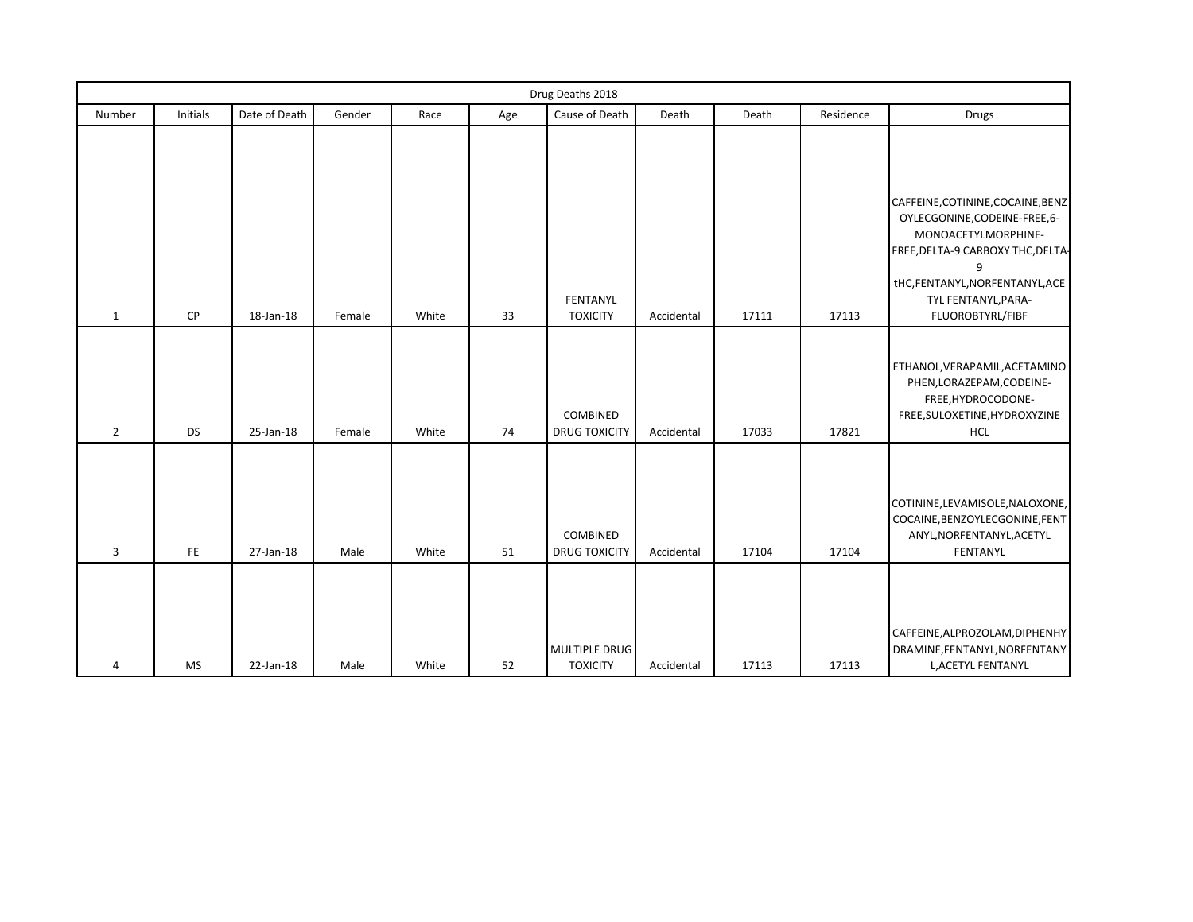| Drug Deaths 2018 | | | | | | | | | | |
|---|---|---|---|---|---|---|---|---|---|---|
| Number | Initials | Date of Death | Gender | Race | Age | Cause of Death | Death | Death | Residence | Drugs |
| 1 | CP | 18-Jan-18 | Female | White | 33 | FENTANYL TOXICITY | Accidental | 17111 | 17113 | CAFFEINE,COTININE,COCAINE,BENZOYLECGONINE,CODEINE-FREE,6-MONOACETYLMORPHINE-FREE,DELTA-9 CARBOXY THC,DELTA-9 tHC,FENTANYL,NORFENTANYL,ACETYL FENTANYL,PARA-FLUOROBTYRL/FIBF |
| 2 | DS | 25-Jan-18 | Female | White | 74 | COMBINED DRUG TOXICITY | Accidental | 17033 | 17821 | ETHANOL,VERAPAMIL,ACETAMINOPHEN,LORAZEPAM,CODEINE-FREE,HYDROCODONE-FREE,SULOXETINE,HYDROXYZINE HCL |
| 3 | FE | 27-Jan-18 | Male | White | 51 | COMBINED DRUG TOXICITY | Accidental | 17104 | 17104 | COTININE,LEVAMISOLE,NALOXONE,COCAINE,BENZOYLECGONINE,FENTANYL,NORFENTANYL,ACETYL FENTANYL |
| 4 | MS | 22-Jan-18 | Male | White | 52 | MULTIPLE DRUG TOXICITY | Accidental | 17113 | 17113 | CAFFEINE,ALPROZOLAM,DIPHENHYDRAMINE,FENTANYL,NORFENTANYL,ACETYL FENTANYL |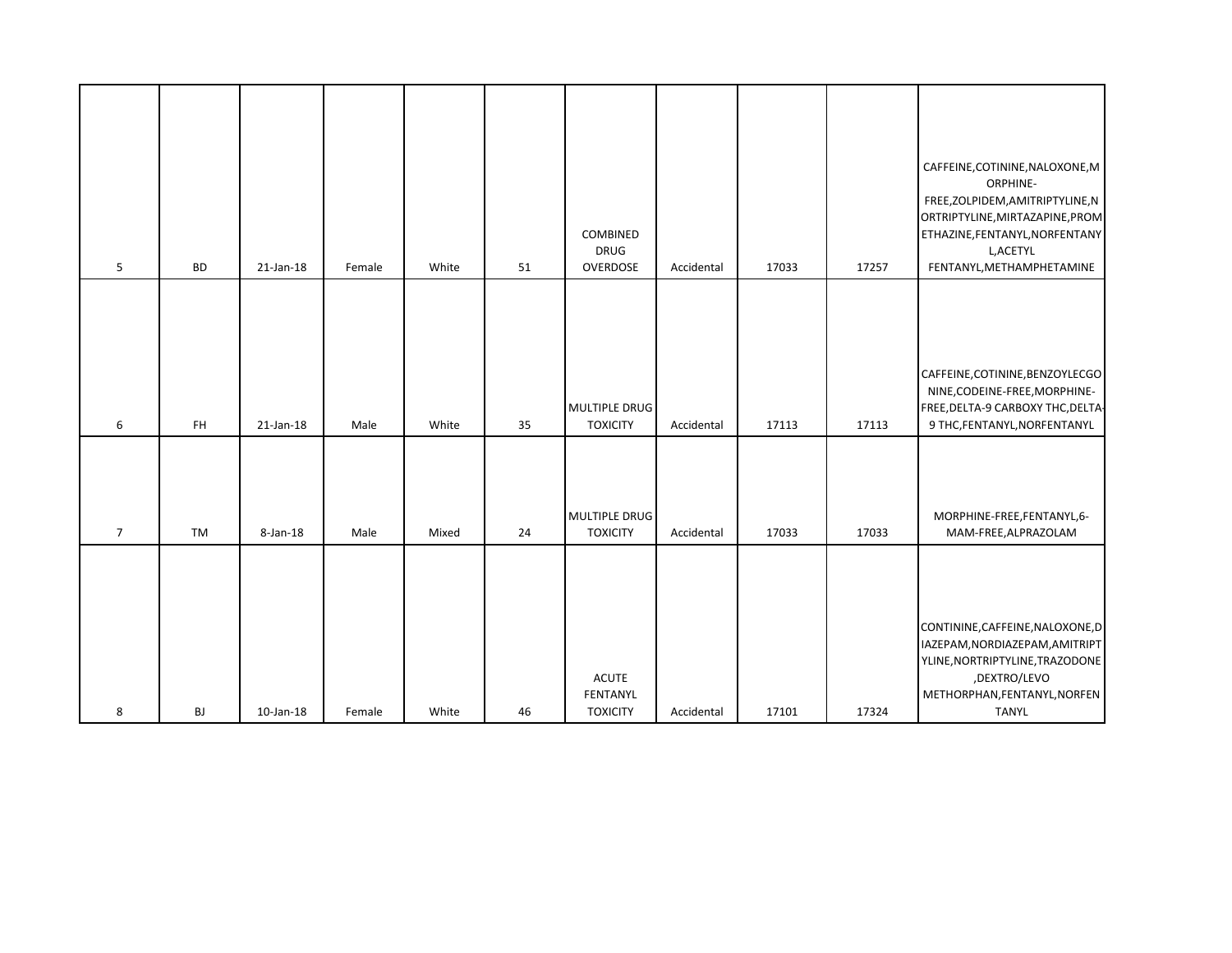| | | | | | | | | | | |
|---|---|---|---|---|---|---|---|---|---|---|
| 5 | BD | 21-Jan-18 | Female | White | 51 | COMBINED DRUG OVERDOSE | Accidental | 17033 | 17257 | CAFFEINE,COTININE,NALOXONE,MORPHINE-FREE,ZOLPIDEM,AMITRIPTYLINE,NORTRIPTYLINE,MIRTAZAPINE,PROMETHAZINE,FENTANYL,NORFENTANYL,ACETYL FENTANYL,METHAMPHETAMINE |
| 6 | FH | 21-Jan-18 | Male | White | 35 | MULTIPLE DRUG TOXICITY | Accidental | 17113 | 17113 | CAFFEINE,COTININE,BENZOYLECGONINE,CODEINE-FREE,MORPHINE-FREE,DELTA-9 CARBOXY THC,DELTA-9 THC,FENTANYL,NORFENTANYL |
| 7 | TM | 8-Jan-18 | Male | Mixed | 24 | MULTIPLE DRUG TOXICITY | Accidental | 17033 | 17033 | MORPHINE-FREE,FENTANYL,6-MAM-FREE,ALPRAZOLAM |
| 8 | BJ | 10-Jan-18 | Female | White | 46 | ACUTE FENTANYL TOXICITY | Accidental | 17101 | 17324 | CONTININE,CAFFEINE,NALOXONE,DIAZEPAM,NORDIAZEPAM,AMITRIPTYLINE,NORTRIPTYLINE,TRAZODONE,DEXTRO/LEVO METHORPHAN,FENTANYL,NORFENTANYL |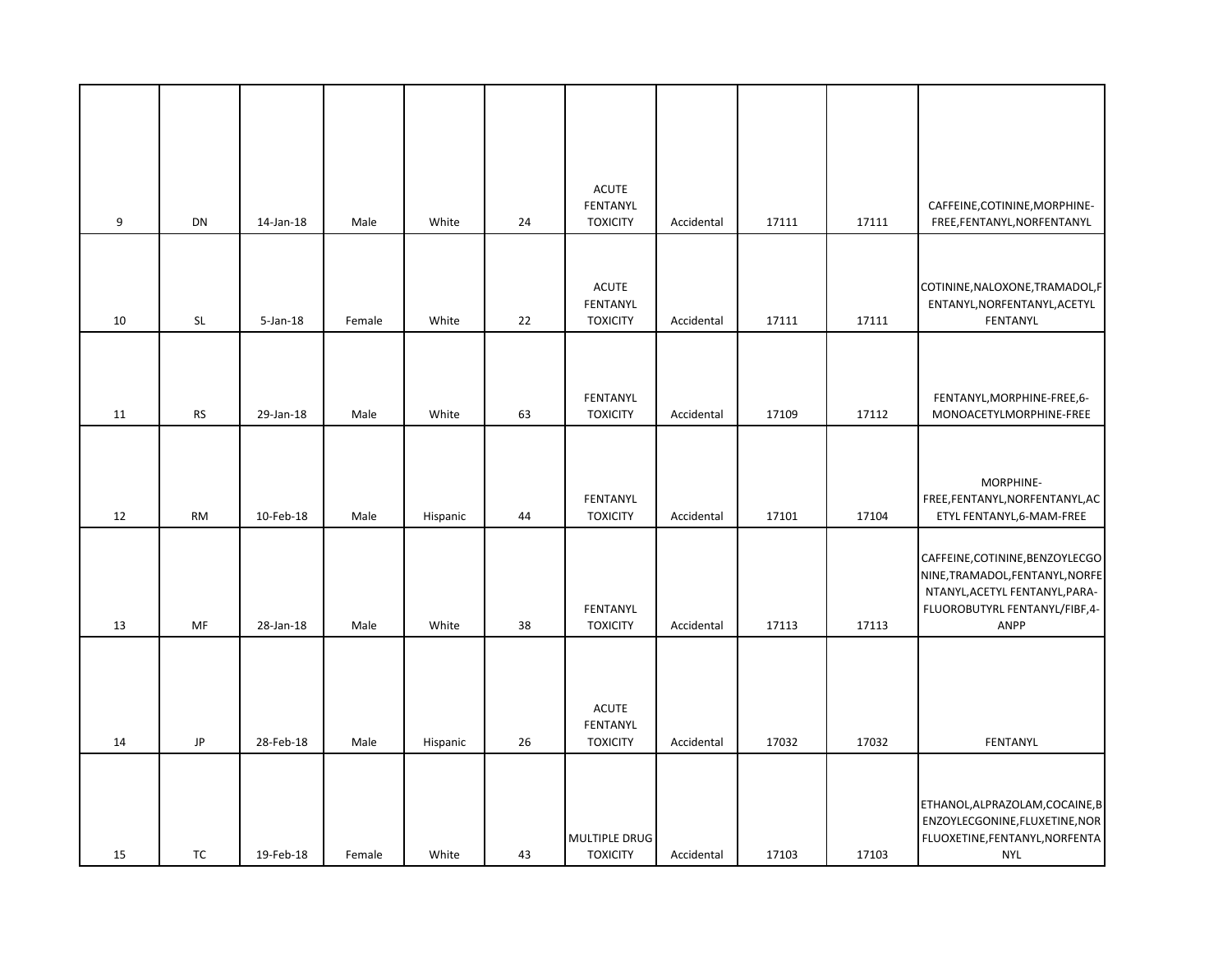| | | | | | | | | | | |
|---|---|---|---|---|---|---|---|---|---|---|
| 9 | DN | 14-Jan-18 | Male | White | 24 | ACUTE FENTANYL TOXICITY | Accidental | 17111 | 17111 | CAFFEINE,COTININE,MORPHINE-FREE,FENTANYL,NORFENTANYL |
| 10 | SL | 5-Jan-18 | Female | White | 22 | ACUTE FENTANYL TOXICITY | Accidental | 17111 | 17111 | COTININE,NALOXONE,TRAMADOL,FENTANYL,NORFENTANYL,ACETYL FENTANYL |
| 11 | RS | 29-Jan-18 | Male | White | 63 | FENTANYL TOXICITY | Accidental | 17109 | 17112 | FENTANYL,MORPHINE-FREE,6-MONOACETYLMORPHINE-FREE |
| 12 | RM | 10-Feb-18 | Male | Hispanic | 44 | FENTANYL TOXICITY | Accidental | 17101 | 17104 | MORPHINE-FREE,FENTANYL,NORFENTANYL,ACETYL FENTANYL,6-MAM-FREE |
| 13 | MF | 28-Jan-18 | Male | White | 38 | FENTANYL TOXICITY | Accidental | 17113 | 17113 | CAFFEINE,COTININE,BENZOYLECGONINE,TRAMADOL,FENTANYL,NORFENTANYL,ACETYL FENTANYL,PARA-FLUOROBUTYRL FENTANYL/FIBF,4-ANPP |
| 14 | JP | 28-Feb-18 | Male | Hispanic | 26 | ACUTE FENTANYL TOXICITY | Accidental | 17032 | 17032 | FENTANYL |
| 15 | TC | 19-Feb-18 | Female | White | 43 | MULTIPLE DRUG TOXICITY | Accidental | 17103 | 17103 | ETHANOL,ALPRAZOLAM,COCAINE,BENZOYLECGONINE,FLUXETINE,NORFLUOXETINE,FENTANYL,NORFENTANYL |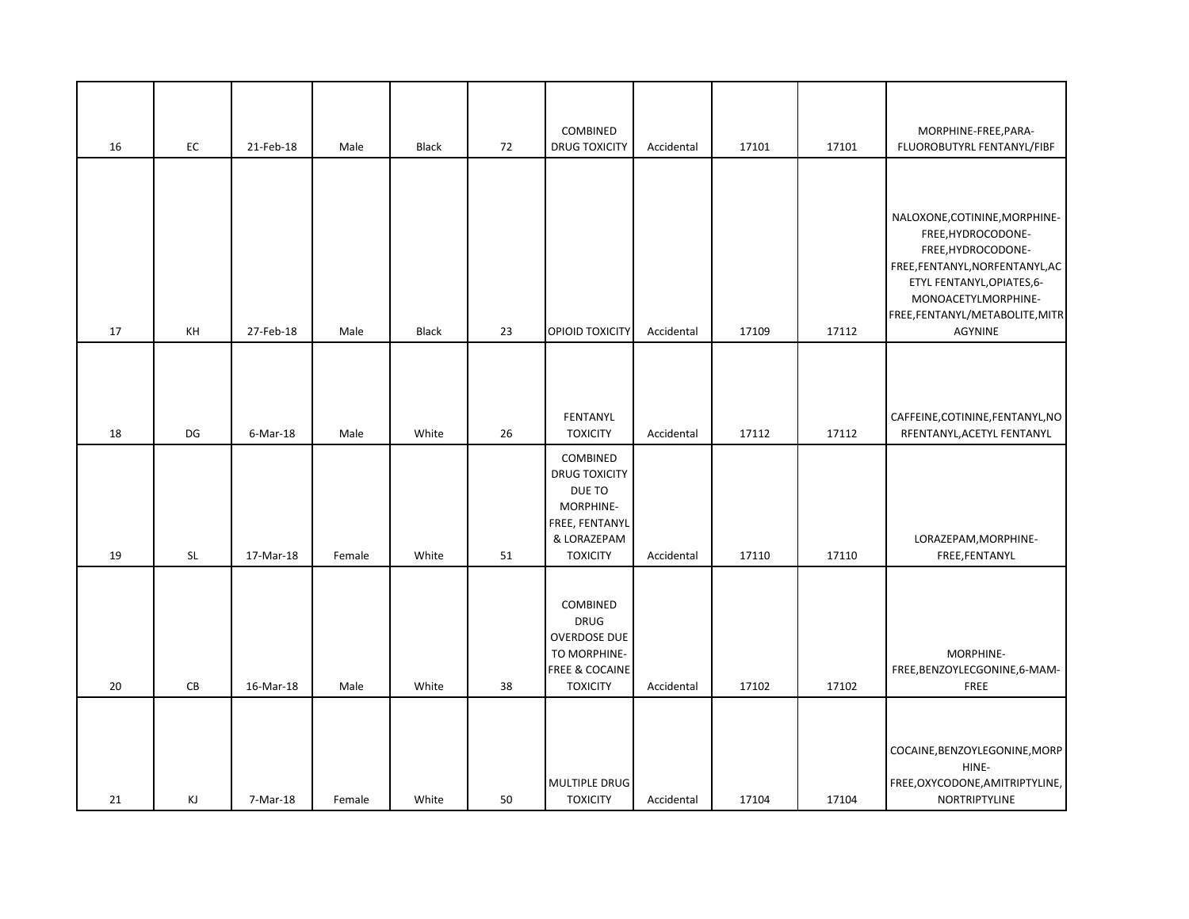| | | | | | | | | | | |
|---|---|---|---|---|---|---|---|---|---|---|
| 16 | EC | 21-Feb-18 | Male | Black | 72 | COMBINED DRUG TOXICITY | Accidental | 17101 | 17101 | MORPHINE-FREE,PARA-FLUOROBUTYRL FENTANYL/FIBF |
| 17 | KH | 27-Feb-18 | Male | Black | 23 | OPIOID TOXICITY | Accidental | 17109 | 17112 | NALOXONE,COTININE,MORPHINE-FREE,HYDROCODONE-FREE,HYDROCODONE-FREE,FENTANYL,NORFENTANYL,ACETYL FENTANYL,OPIATES,6-MONOACETYLMORPHINE-FREE,FENTANYL/METABOLITE,MITRAGYNINE |
| 18 | DG | 6-Mar-18 | Male | White | 26 | FENTANYL TOXICITY | Accidental | 17112 | 17112 | CAFFEINE,COTININE,FENTANYL,NORFENTANYL,ACETYL FENTANYL |
| 19 | SL | 17-Mar-18 | Female | White | 51 | COMBINED DRUG TOXICITY DUE TO MORPHINE-FREE, FENTANYL & LORAZEPAM TOXICITY | Accidental | 17110 | 17110 | LORAZEPAM,MORPHINE-FREE,FENTANYL |
| 20 | CB | 16-Mar-18 | Male | White | 38 | COMBINED DRUG OVERDOSE DUE TO MORPHINE-FREE & COCAINE TOXICITY | Accidental | 17102 | 17102 | MORPHINE-FREE,BENZOYLECGONINE,6-MAM-FREE |
| 21 | KJ | 7-Mar-18 | Female | White | 50 | MULTIPLE DRUG TOXICITY | Accidental | 17104 | 17104 | COCAINE,BENZOYLEGONINE,MORPHINE-FREE,OXYCODONE,AMITRIPTYLINE,NORTRIPTYLINE |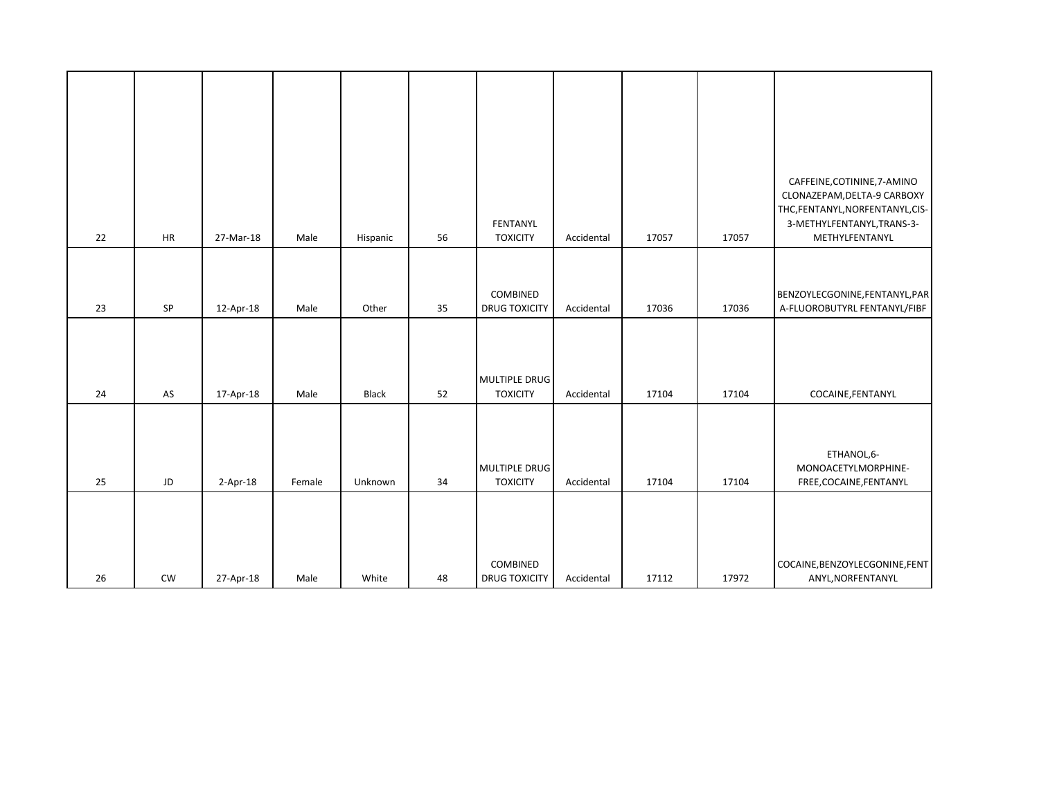| | | | | | | | | | | |
|---|---|---|---|---|---|---|---|---|---|---|
| 22 | HR | 27-Mar-18 | Male | Hispanic | 56 | FENTANYL TOXICITY | Accidental | 17057 | 17057 | CAFFEINE,COTININE,7-AMINO CLONAZEPAM,DELTA-9 CARBOXY THC,FENTANYL,NORFENTANYL,CIS-3-METHYLFENTANYL,TRANS-3-METHYLFENTANYL |
| 23 | SP | 12-Apr-18 | Male | Other | 35 | COMBINED DRUG TOXICITY | Accidental | 17036 | 17036 | BENZOYLECGONINE,FENTANYL,PARA-FLUOROBUTYRL FENTANYL/FIBF |
| 24 | AS | 17-Apr-18 | Male | Black | 52 | MULTIPLE DRUG TOXICITY | Accidental | 17104 | 17104 | COCAINE,FENTANYL |
| 25 | JD | 2-Apr-18 | Female | Unknown | 34 | MULTIPLE DRUG TOXICITY | Accidental | 17104 | 17104 | ETHANOL,6-MONOACETYLMORPHINE-FREE,COCAINE,FENTANYL |
| 26 | CW | 27-Apr-18 | Male | White | 48 | COMBINED DRUG TOXICITY | Accidental | 17112 | 17972 | COCAINE,BENZOYLECGONINE,FENTANYL,NORFENTANYL |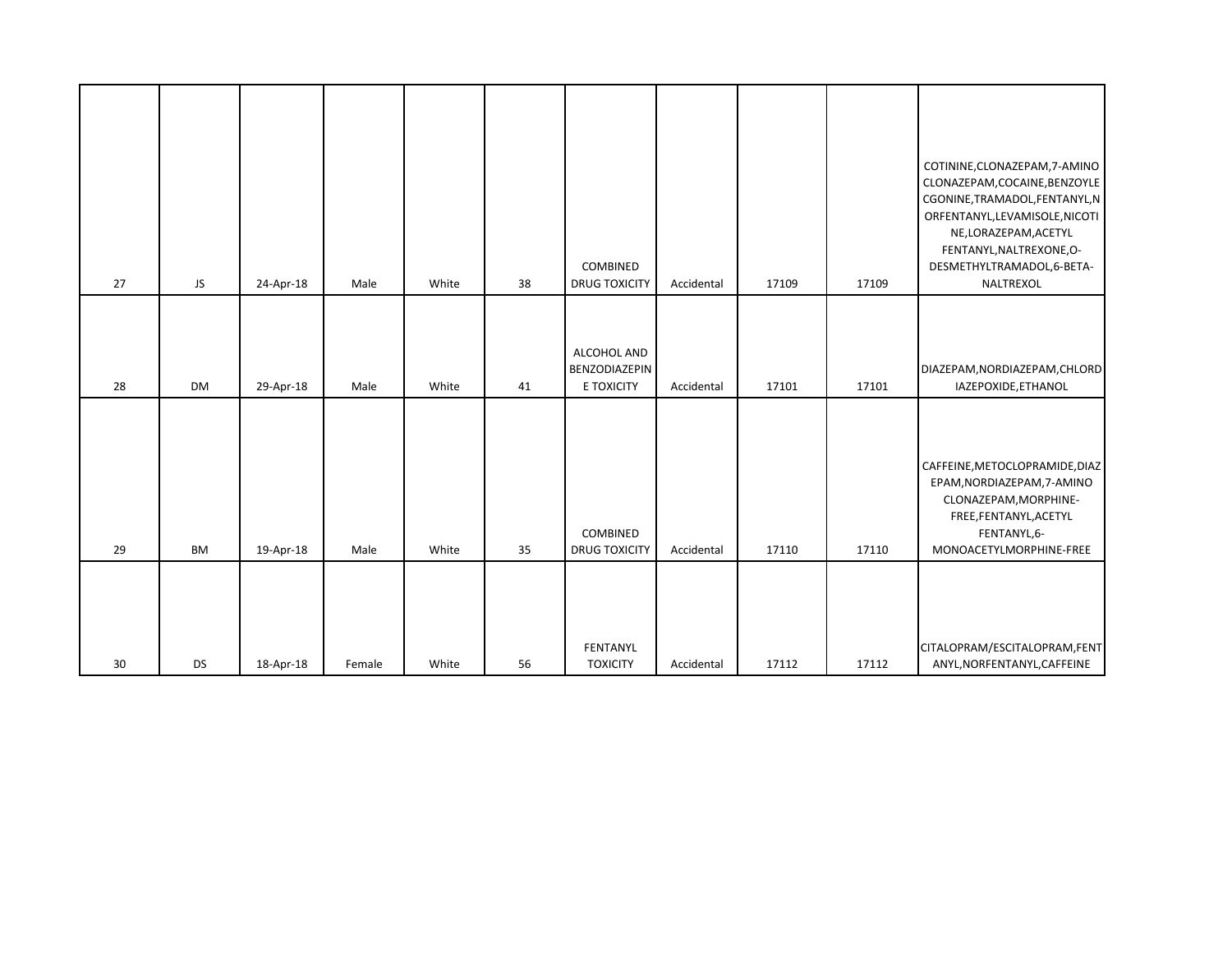| | | | | | | | | | | |
|---|---|---|---|---|---|---|---|---|---|---|
| 27 | JS | 24-Apr-18 | Male | White | 38 | COMBINED DRUG TOXICITY | Accidental | 17109 | 17109 | COTININE,CLONAZEPAM,7-AMINO CLONAZEPAM,COCAINE,BENZOYLECGONINE,TRAMADOL,FENTANYL,NORFENTANYL,LEVAMISOLE,NICOTINE,LORAZEPAM,ACETYL FENTANYL,NALTREXONE,O-DESMETHYLTRAMADOL,6-BETA-NALTREXOL |
| 28 | DM | 29-Apr-18 | Male | White | 41 | ALCOHOL AND BENZODIAZEPINE TOXICITY | Accidental | 17101 | 17101 | DIAZEPAM,NORDIAZEPAM,CHLORDIAZEPOXIDE,ETHANOL |
| 29 | BM | 19-Apr-18 | Male | White | 35 | COMBINED DRUG TOXICITY | Accidental | 17110 | 17110 | CAFFEINE,METOCLOPRAMIDE,DIAZEPAM,NORDIAZEPAM,7-AMINO CLONAZEPAM,MORPHINE-FREE,FENTANYL,ACETYL FENTANYL,6-MONOACETYLMORPHINE-FREE |
| 30 | DS | 18-Apr-18 | Female | White | 56 | FENTANYL TOXICITY | Accidental | 17112 | 17112 | CITALOPRAM/ESCITALOPRAM,FENTANYL,NORFENTANYL,CAFFEINE |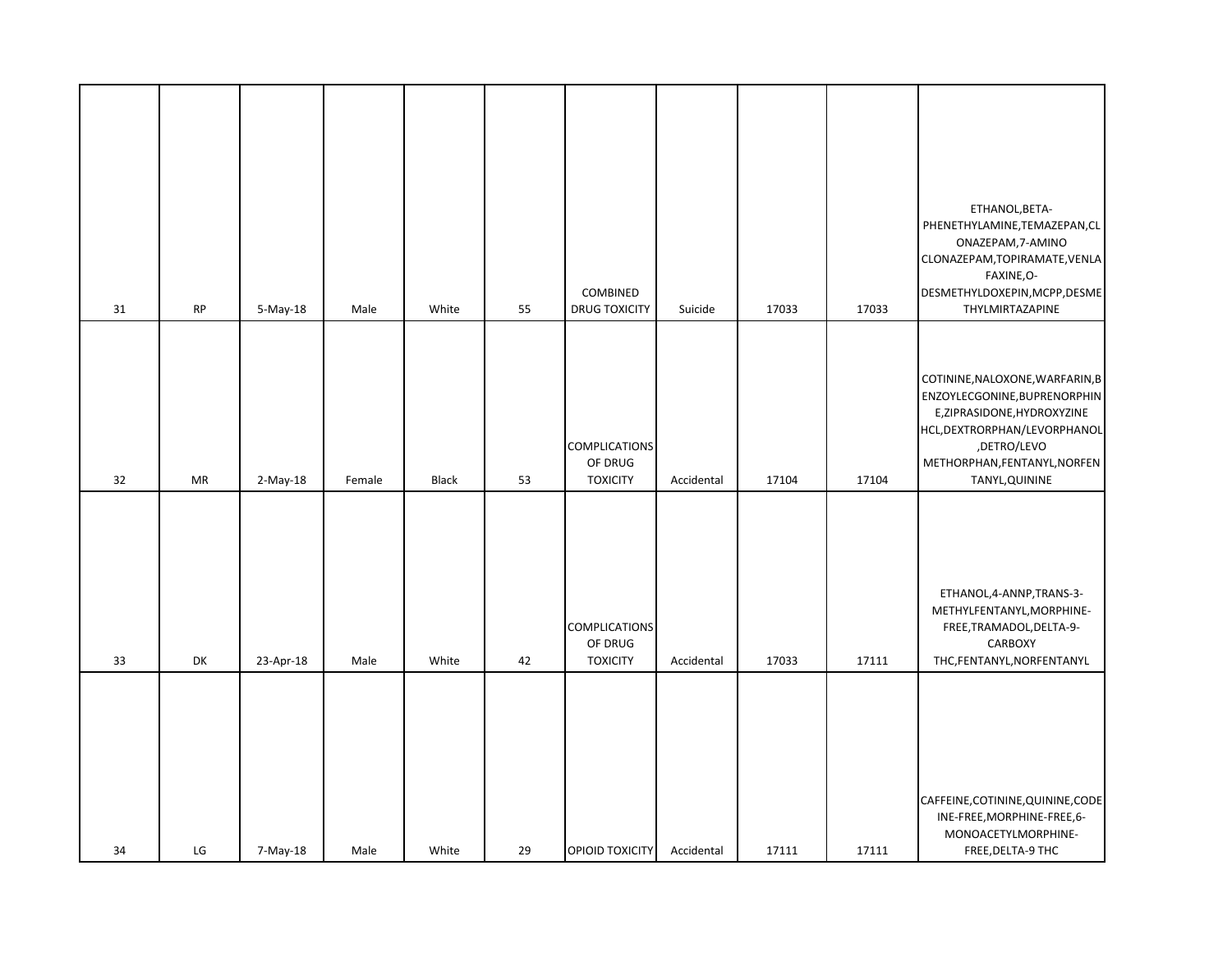| | | | | | | | | | | |
|---|---|---|---|---|---|---|---|---|---|---|
| 31 | RP | 5-May-18 | Male | White | 55 | COMBINED DRUG TOXICITY | Suicide | 17033 | 17033 | ETHANOL,BETA-PHENETHYLAMINE,TEMAZEPAN,CLONAZEPAM,7-AMINO CLONAZEPAM,TOPIRAMATE,VENLAFAXINE,O-DESMETHYLDOXEPIN,MCPP,DESMETHYLMIRTAZAPINE |
| 32 | MR | 2-May-18 | Female | Black | 53 | COMPLICATIONS OF DRUG TOXICITY | Accidental | 17104 | 17104 | COTININE,NALOXONE,WARFARIN,BENZOYLECGONINE,BUPRENORPHINE,ZIPRASIDONE,HYDROXYZINE HCL,DEXTRORPHAN/LEVORPHANOL,DETRO/LEVO METHORPHAN,FENTANYL,NORFENTANYL,QUININE |
| 33 | DK | 23-Apr-18 | Male | White | 42 | COMPLICATIONS OF DRUG TOXICITY | Accidental | 17033 | 17111 | ETHANOL,4-ANNP,TRANS-3-METHYLFENTANYL,MORPHINE-FREE,TRAMADOL,DELTA-9-CARBOXY THC,FENTANYL,NORFENTANYL |
| 34 | LG | 7-May-18 | Male | White | 29 | OPIOID TOXICITY | Accidental | 17111 | 17111 | CAFFEINE,COTININE,QUININE,CODEINE-FREE,MORPHINE-FREE,6-MONOACETYLMORPHINE-FREE,DELTA-9 THC |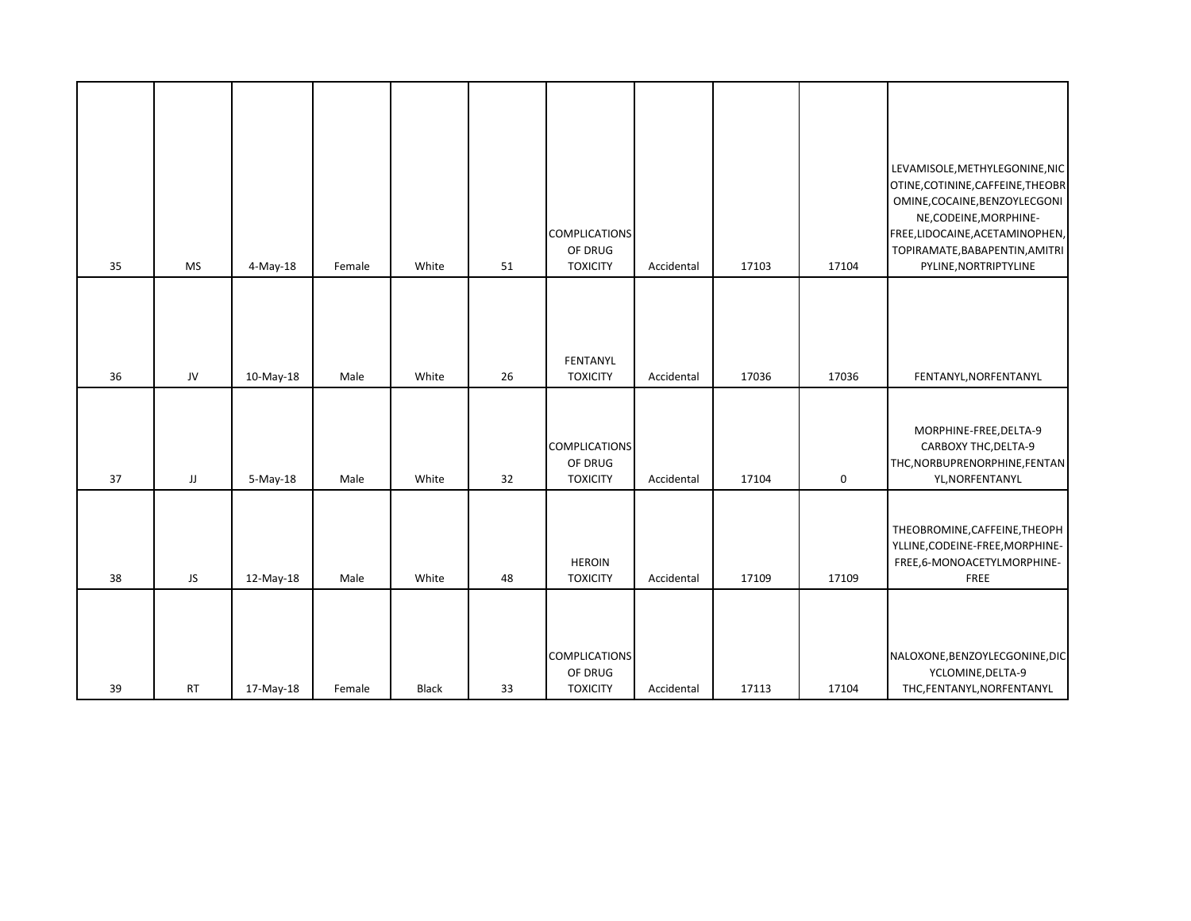| | | | | | | | | | | |
|---|---|---|---|---|---|---|---|---|---|---|
| 35 | MS | 4-May-18 | Female | White | 51 | COMPLICATIONS OF DRUG TOXICITY | Accidental | 17103 | 17104 | LEVAMISOLE,METHYLEGONINE,NICOTINE,COTININE,CAFFEINE,THEOBROMINE,COCAINE,BENZOYLECGONINE,CODEINE,MORPHINE-FREE,LIDOCAINE,ACETAMINOPHEN,TOPIRAMATE,BABAPENTIN,AMITRIPYLINE,NORTRIPTYLINE |
| 36 | JV | 10-May-18 | Male | White | 26 | FENTANYL TOXICITY | Accidental | 17036 | 17036 | FENTANYL,NORFENTANYL |
| 37 | JJ | 5-May-18 | Male | White | 32 | COMPLICATIONS OF DRUG TOXICITY | Accidental | 17104 | 0 | MORPHINE-FREE,DELTA-9 CARBOXY THC,DELTA-9 THC,NORBUPRENORPHINE,FENTANYL,NORFENTANYL |
| 38 | JS | 12-May-18 | Male | White | 48 | HEROIN TOXICITY | Accidental | 17109 | 17109 | THEOBROMINE,CAFFEINE,THEOPHYLLINE,CODEINE-FREE,MORPHINE-FREE,6-MONOACETYLMORPHINE-FREE |
| 39 | RT | 17-May-18 | Female | Black | 33 | COMPLICATIONS OF DRUG TOXICITY | Accidental | 17113 | 17104 | NALOXONE,BENZOYLECGONINE,DICYCLOMINE,DELTA-9 THC,FENTANYL,NORFENTANYL |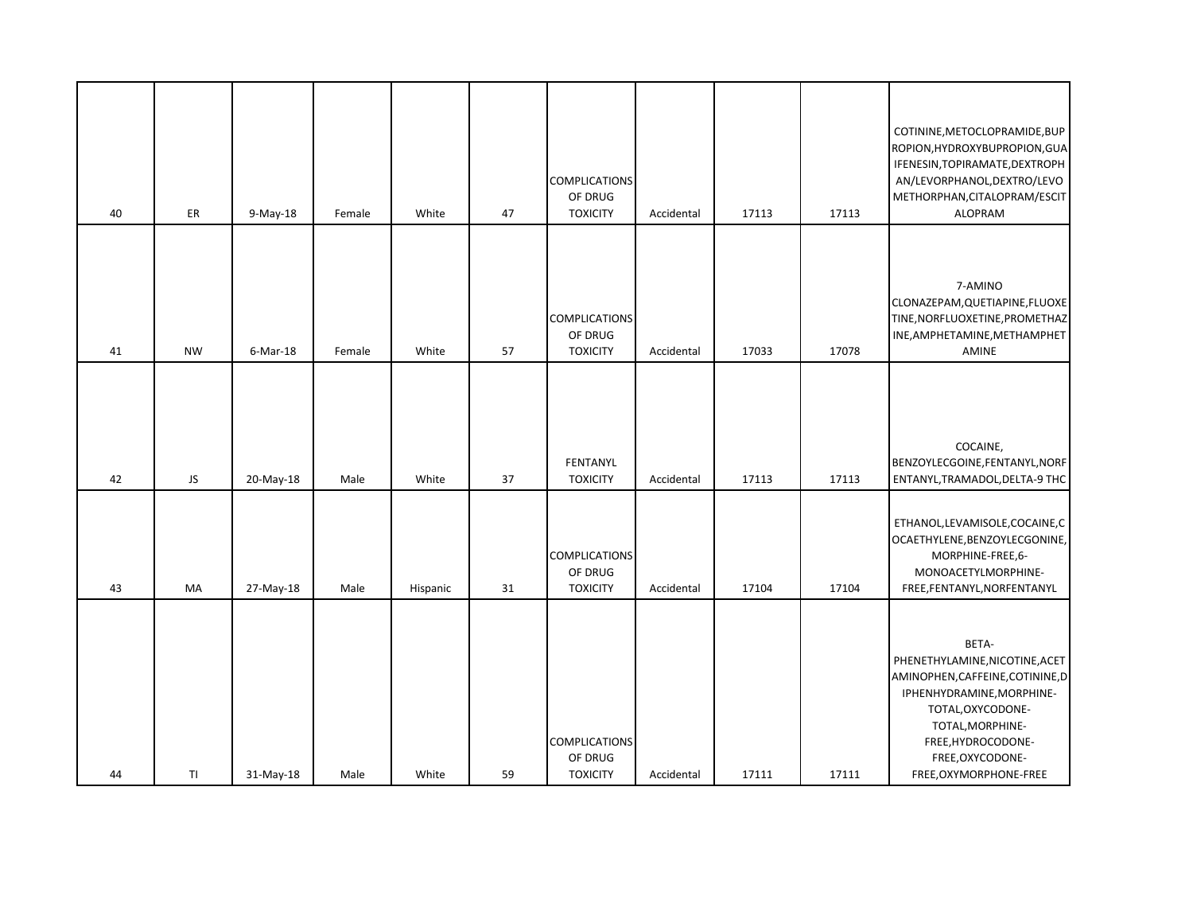| | | | | | | | | | | |
|---|---|---|---|---|---|---|---|---|---|---|
| 40 | ER | 9-May-18 | Female | White | 47 | COMPLICATIONS OF DRUG TOXICITY | Accidental | 17113 | 17113 | COTININE,METOCLOPRAMIDE,BUPROPION,HYDROXYBUPROPION,GUAIFENESIN,TOPIRAMATE,DEXTROPHAN/LEVORPHANOL,DEXTRO/LEVOMETHORPHAN,CITALOPRAM/ESCITALOPRAM |
| 41 | NW | 6-Mar-18 | Female | White | 57 | COMPLICATIONS OF DRUG TOXICITY | Accidental | 17033 | 17078 | 7-AMINO CLONAZEPAM,QUETIAPINE,FLUOXETINE,NORFLUOXETINE,PROMETHAZINE,AMPHETAMINE,METHAMPHETAMINE |
| 42 | JS | 20-May-18 | Male | White | 37 | FENTANYL TOXICITY | Accidental | 17113 | 17113 | COCAINE, BENZOYLECGOINE,FENTANYL,NORFENTANYL,TRAMADOL,DELTA-9 THC |
| 43 | MA | 27-May-18 | Male | Hispanic | 31 | COMPLICATIONS OF DRUG TOXICITY | Accidental | 17104 | 17104 | ETHANOL,LEVAMISOLE,COCAINE,COCAETHYLENE,BENZOYLECGONINE,MORPHINE-FREE,6-MONOACETYLMORPHINE-FREE,FENTANYL,NORFENTANYL |
| 44 | TI | 31-May-18 | Male | White | 59 | COMPLICATIONS OF DRUG TOXICITY | Accidental | 17111 | 17111 | BETA-PHENETHYLAMINE,NICOTINE,ACETAMINOPHEN,CAFFEINE,COTININE,DIPHENHYDRAMINE,MORPHINE-TOTAL,OXYCODONE-TOTAL,MORPHINE-FREE,HYDROCODONE-FREE,OXYCODONE-FREE,OXYMORPHONE-FREE |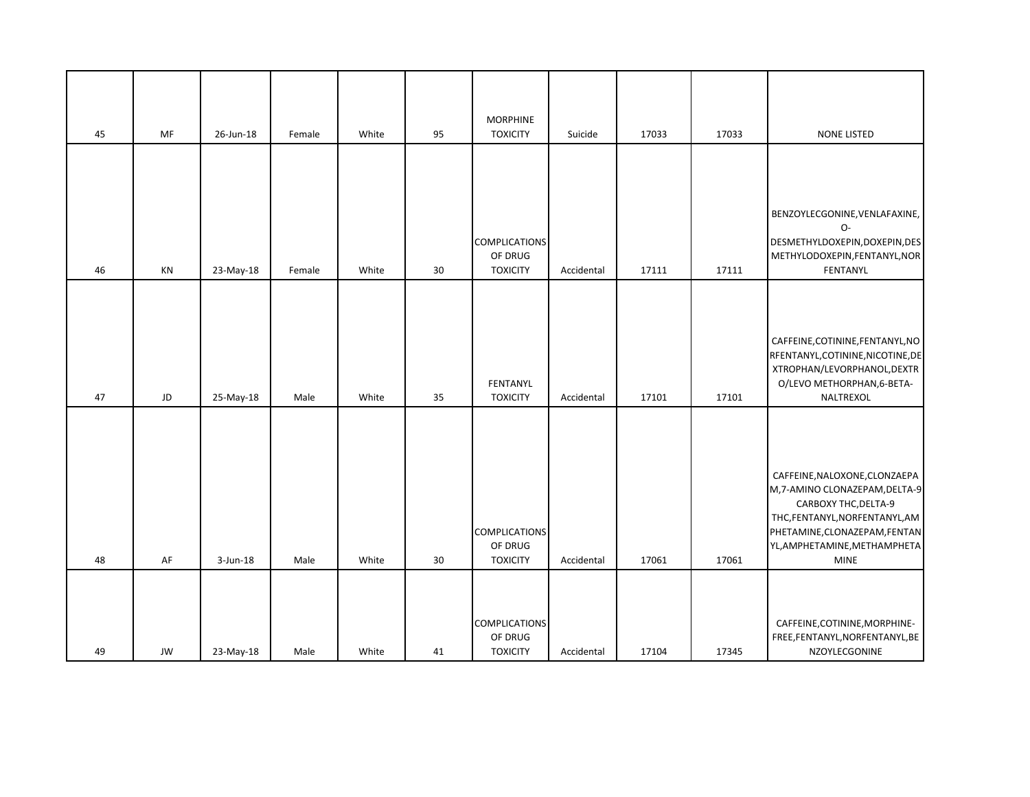| | | | | | | | | | | |
|---|---|---|---|---|---|---|---|---|---|---|
| 45 | MF | 26-Jun-18 | Female | White | 95 | MORPHINE TOXICITY | Suicide | 17033 | 17033 | NONE LISTED |
| 46 | KN | 23-May-18 | Female | White | 30 | COMPLICATIONS OF DRUG TOXICITY | Accidental | 17111 | 17111 | BENZOYLECGONINE,VENLAFAXINE,O-DESMETHYLDOXEPIN,DOXEPIN,DESMETHYLODOXEPIN,FENTANYL,NORFENTANYL |
| 47 | JD | 25-May-18 | Male | White | 35 | FENTANYL TOXICITY | Accidental | 17101 | 17101 | CAFFEINE,COTININE,FENTANYL,NORFENTANYL,COTININE,NICOTINE,DEXTROPHAN/LEVORPHANOL,DEXTRO/LEVO METHORPHAN,6-BETA-NALTREXOL |
| 48 | AF | 3-Jun-18 | Male | White | 30 | COMPLICATIONS OF DRUG TOXICITY | Accidental | 17061 | 17061 | CAFFEINE,NALOXONE,CLONZAEPAM,7-AMINO CLONAZEPAM,DELTA-9 CARBOXY THC,DELTA-9 THC,FENTANYL,NORFENTANYL,AMPHETAMINE,CLONAZEPAM,FENTANYL,AMPHETAMINE,METHAMPHETAMINE |
| 49 | JW | 23-May-18 | Male | White | 41 | COMPLICATIONS OF DRUG TOXICITY | Accidental | 17104 | 17345 | CAFFEINE,COTININE,MORPHINE-FREE,FENTANYL,NORFENTANYL,BENZOYLECGONINE |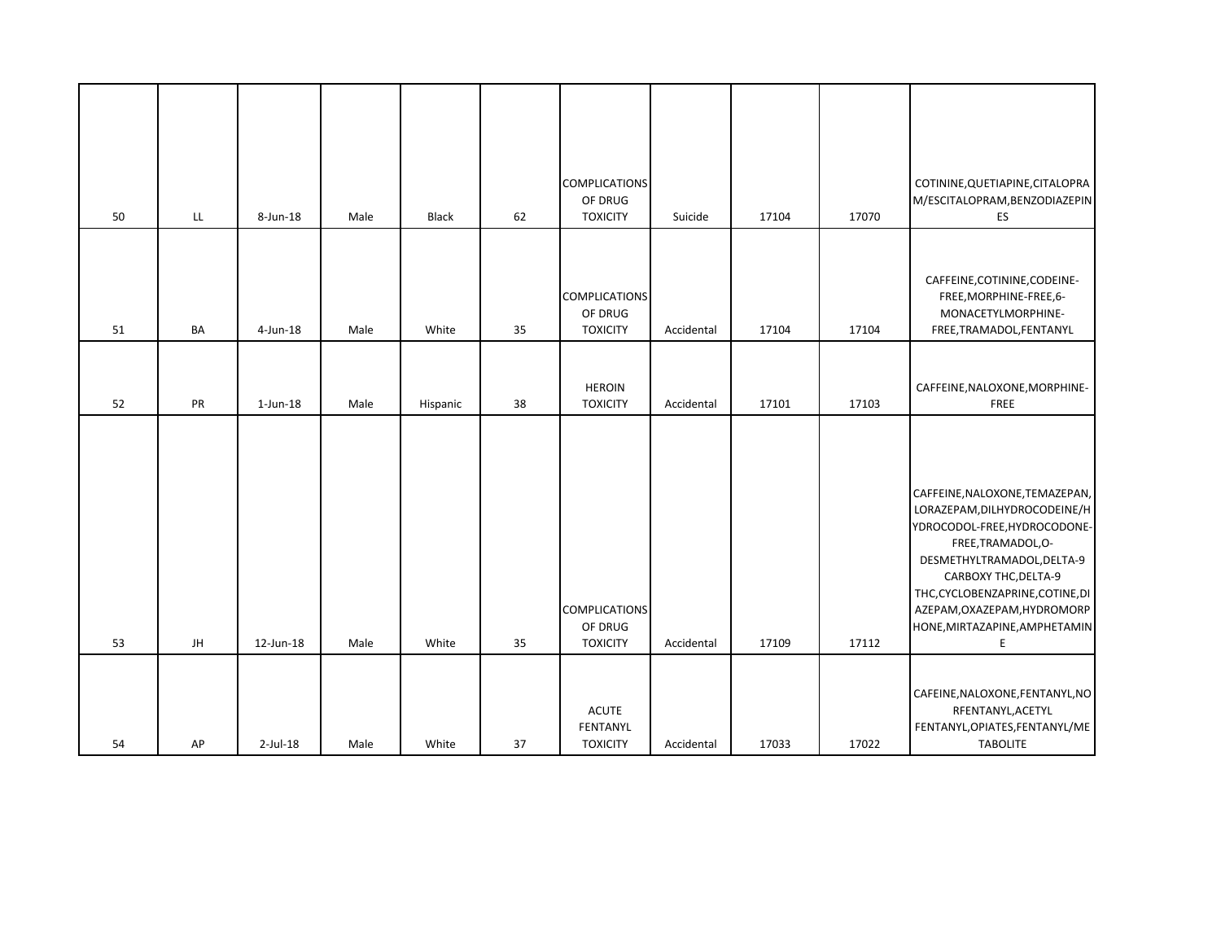| | | | | | | | | | | |
|---|---|---|---|---|---|---|---|---|---|---|
| 50 | LL | 8-Jun-18 | Male | Black | 62 | COMPLICATIONS OF DRUG TOXICITY | Suicide | 17104 | 17070 | COTININE,QUETIAPINE,CITALOPRAM/ESCITALOPRAM,BENZODIAZEPINES |
| 51 | BA | 4-Jun-18 | Male | White | 35 | COMPLICATIONS OF DRUG TOXICITY | Accidental | 17104 | 17104 | CAFFEINE,COTININE,CODEINE-FREE,MORPHINE-FREE,6-MONACETYLMORPHINE-FREE,TRAMADOL,FENTANYL |
| 52 | PR | 1-Jun-18 | Male | Hispanic | 38 | HEROIN TOXICITY | Accidental | 17101 | 17103 | CAFFEINE,NALOXONE,MORPHINE-FREE |
| 53 | JH | 12-Jun-18 | Male | White | 35 | COMPLICATIONS OF DRUG TOXICITY | Accidental | 17109 | 17112 | CAFFEINE,NALOXONE,TEMAZEPAN,LORAZEPAM,DILHYDROCODEINE/HYDROCODOL-FREE,HYDROCODONE-FREE,TRAMADOL,O-DESMETHYLTRAMADOL,DELTA-9 CARBOXY THC,DELTA-9 THC,CYCLOBENZAPRINE,COTINE,DIAZEPAM,OXAZEPAM,HYDROMORPHONE,MIRTAZAPINE,AMPHETAMINE |
| 54 | AP | 2-Jul-18 | Male | White | 37 | ACUTE FENTANYL TOXICITY | Accidental | 17033 | 17022 | CAFEINE,NALOXONE,FENTANYL,NORFENTANYL,ACETYL FENTANYL,OPIATES,FENTANYL/METABOLITE |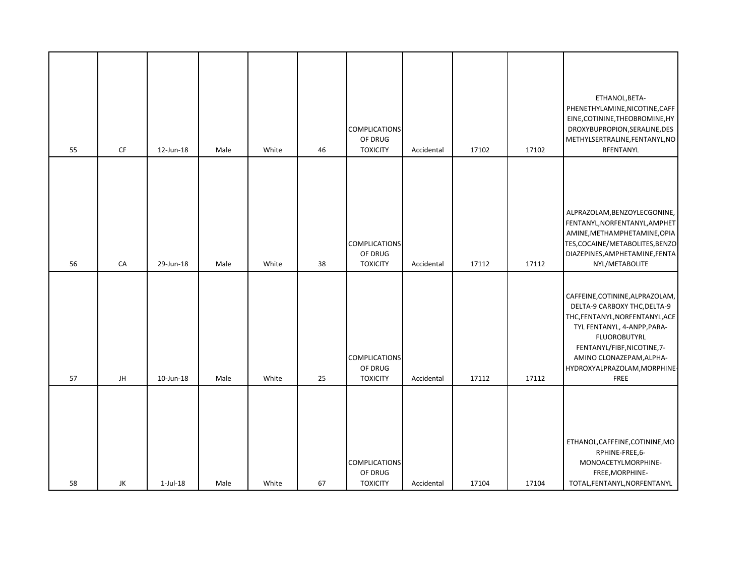| | | | | | | | | | | |
|---|---|---|---|---|---|---|---|---|---|---|
| 55 | CF | 12-Jun-18 | Male | White | 46 | COMPLICATIONS OF DRUG TOXICITY | Accidental | 17102 | 17102 | ETHANOL,BETA-PHENETHYLAMINE,NICOTINE,CAFFEINE,COTININE,THEOBROMINE,HYDROXYBUPROPION,SERALINE,DESMETHYLSERTRALINE,FENTANYL,NORFENTANYL |
| 56 | CA | 29-Jun-18 | Male | White | 38 | COMPLICATIONS OF DRUG TOXICITY | Accidental | 17112 | 17112 | ALPRAZOLAM,BENZOYLECGONINE,FENTANYL,NORFENTANYL,AMPHETAMINE,METHAMPHETAMINE,OPIATES,COCAINE/METABOLITES,BENZODIAZEPINES,AMPHETAMINE,FENTANYL/METABOLITE |
| 57 | JH | 10-Jun-18 | Male | White | 25 | COMPLICATIONS OF DRUG TOXICITY | Accidental | 17112 | 17112 | CAFFEINE,COTININE,ALPRAZOLAM,DELTA-9 CARBOXY THC,DELTA-9 THC,FENTANYL,NORFENTANYL,ACETYL FENTANYL, 4-ANPP,PARA-FLUOROBUTYRL FENTANYL/FIBF,NICOTINE,7-AMINO CLONAZEPAM,ALPHA-HYDROXYALPRAZOLAM,MORPHINE-FREE |
| 58 | JK | 1-Jul-18 | Male | White | 67 | COMPLICATIONS OF DRUG TOXICITY | Accidental | 17104 | 17104 | ETHANOL,CAFFEINE,COTININE,MORPHINE-FREE,6-MONOACETYLMORPHINE-FREE,MORPHINE-TOTAL,FENTANYL,NORFENTANYL |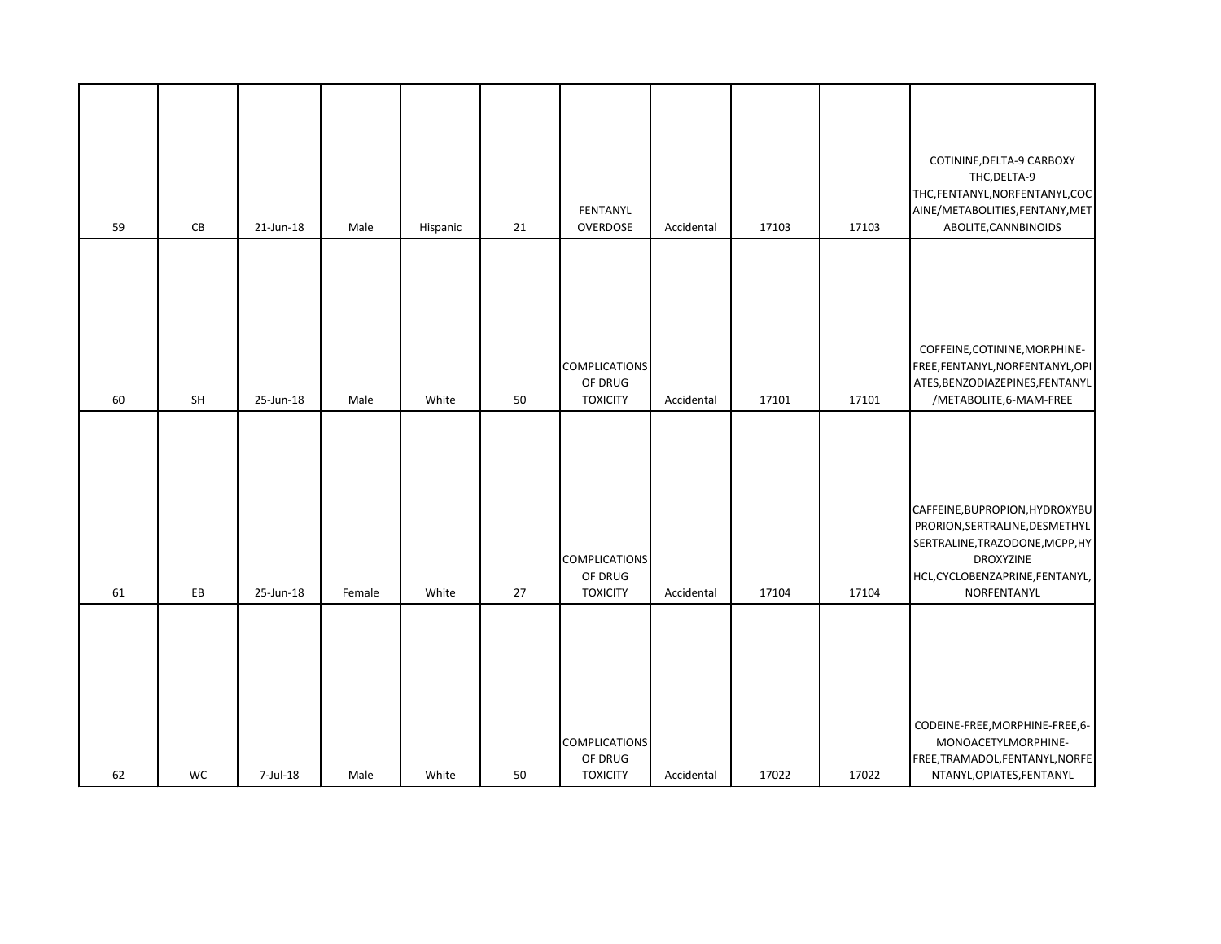| | | | | | | | | | | |
|---|---|---|---|---|---|---|---|---|---|---|
| 59 | CB | 21-Jun-18 | Male | Hispanic | 21 | FENTANYL OVERDOSE | Accidental | 17103 | 17103 | COTININE,DELTA-9 CARBOXY THC,DELTA-9 THC,FENTANYL,NORFENTANYL,COCAINE/METABOLITIES,FENTANY,METABOLITE,CANNBINOIDS |
| 60 | SH | 25-Jun-18 | Male | White | 50 | COMPLICATIONS OF DRUG TOXICITY | Accidental | 17101 | 17101 | COFFEINE,COTININE,MORPHINE-FREE,FENTANYL,NORFENTANYL,OPIATES,BENZODIAZEPINES,FENTANYL/METABOLITE,6-MAM-FREE |
| 61 | EB | 25-Jun-18 | Female | White | 27 | COMPLICATIONS OF DRUG TOXICITY | Accidental | 17104 | 17104 | CAFFEINE,BUPROPION,HYDROXYBUPRORION,SERTRALINE,DESMETHYL SERTRALINE,TRAZODONE,MCPP,HYDROXYZINE HCL,CYCLOBENZAPRINE,FENTANYL,NORFENTANYL |
| 62 | WC | 7-Jul-18 | Male | White | 50 | COMPLICATIONS OF DRUG TOXICITY | Accidental | 17022 | 17022 | CODEINE-FREE,MORPHINE-FREE,6-MONOACETYLMORPHINE-FREE,TRAMADOL,FENTANYL,NORFENTANYL,OPIATES,FENTANYL |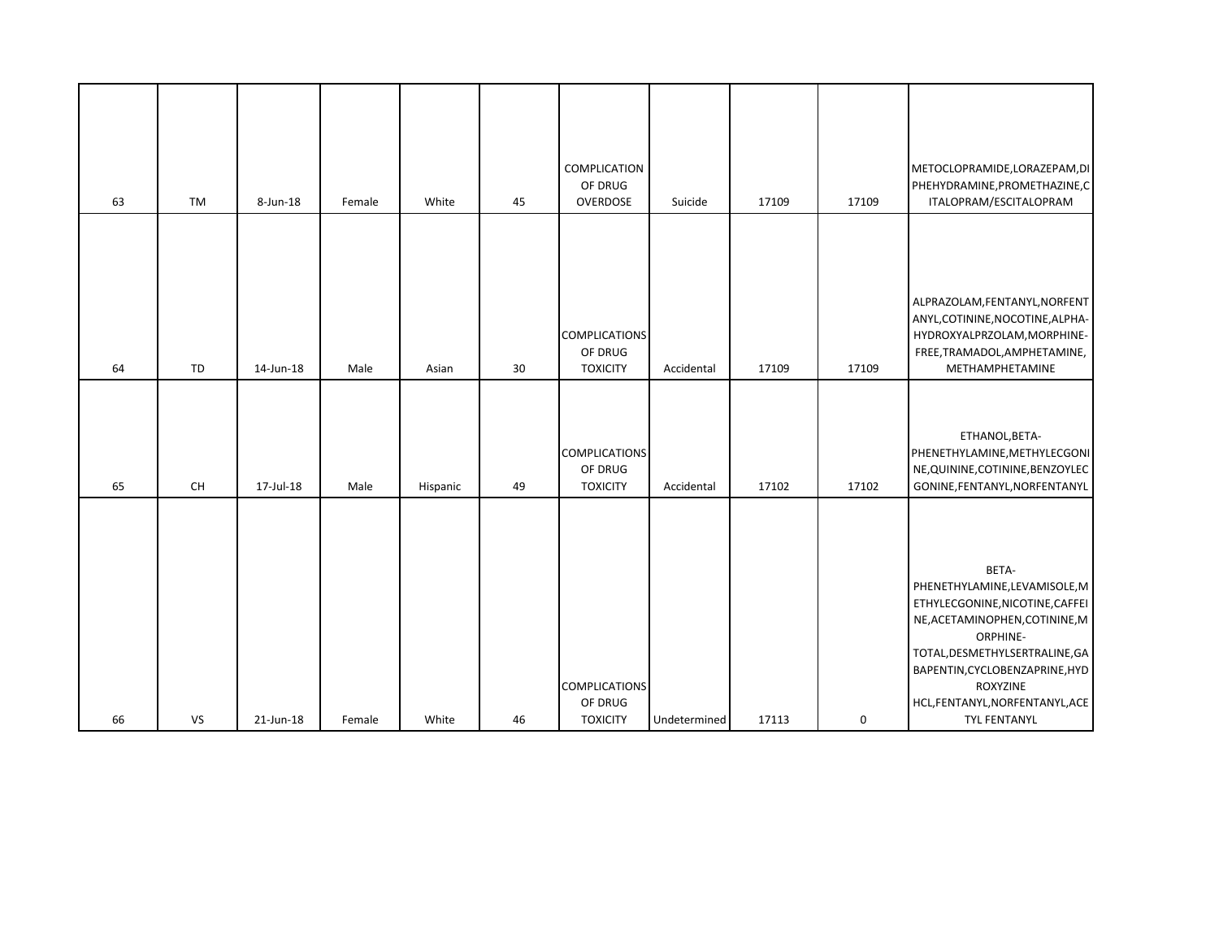| | | | | | | | | | | |
|---|---|---|---|---|---|---|---|---|---|---|
| 63 | TM | 8-Jun-18 | Female | White | 45 | COMPLICATION OF DRUG OVERDOSE | Suicide | 17109 | 17109 | METOCLOPRAMIDE,LORAZEPAM,DIPHEHYDRAMINE,PROMETHAZINE,CITALOPRAM/ESCITALOPRAM |
| 64 | TD | 14-Jun-18 | Male | Asian | 30 | COMPLICATIONS OF DRUG TOXICITY | Accidental | 17109 | 17109 | ALPRAZOLAM,FENTANYL,NORFENTANYL,COTININE,NOCOTINE,ALPHA-HYDROXYALPRZOLAM,MORPHINE-FREE,TRAMADOL,AMPHETAMINE,METHAMPHETAMINE |
| 65 | CH | 17-Jul-18 | Male | Hispanic | 49 | COMPLICATIONS OF DRUG TOXICITY | Accidental | 17102 | 17102 | ETHANOL,BETA-PHENETHYLAMINE,METHYLECGONINE,QUININE,COTININE,BENZOYLECGONINE,FENTANYL,NORFENTANYL |
| 66 | VS | 21-Jun-18 | Female | White | 46 | COMPLICATIONS OF DRUG TOXICITY | Undetermined | 17113 | 0 | BETA-PHENETHYLAMINE,LEVAMISOLE,METHYLECGONINE,NICOTINE,CAFFEINE,ACETAMINOPHEN,COTININE,MORPHINE-TOTAL,DESMETHYLSERTRALINE,GABAPENTIN,CYCLOBENZAPRINE,HYDROXYZINE HCL,FENTANYL,NORFENTANYL,ACETYL FENTANYL |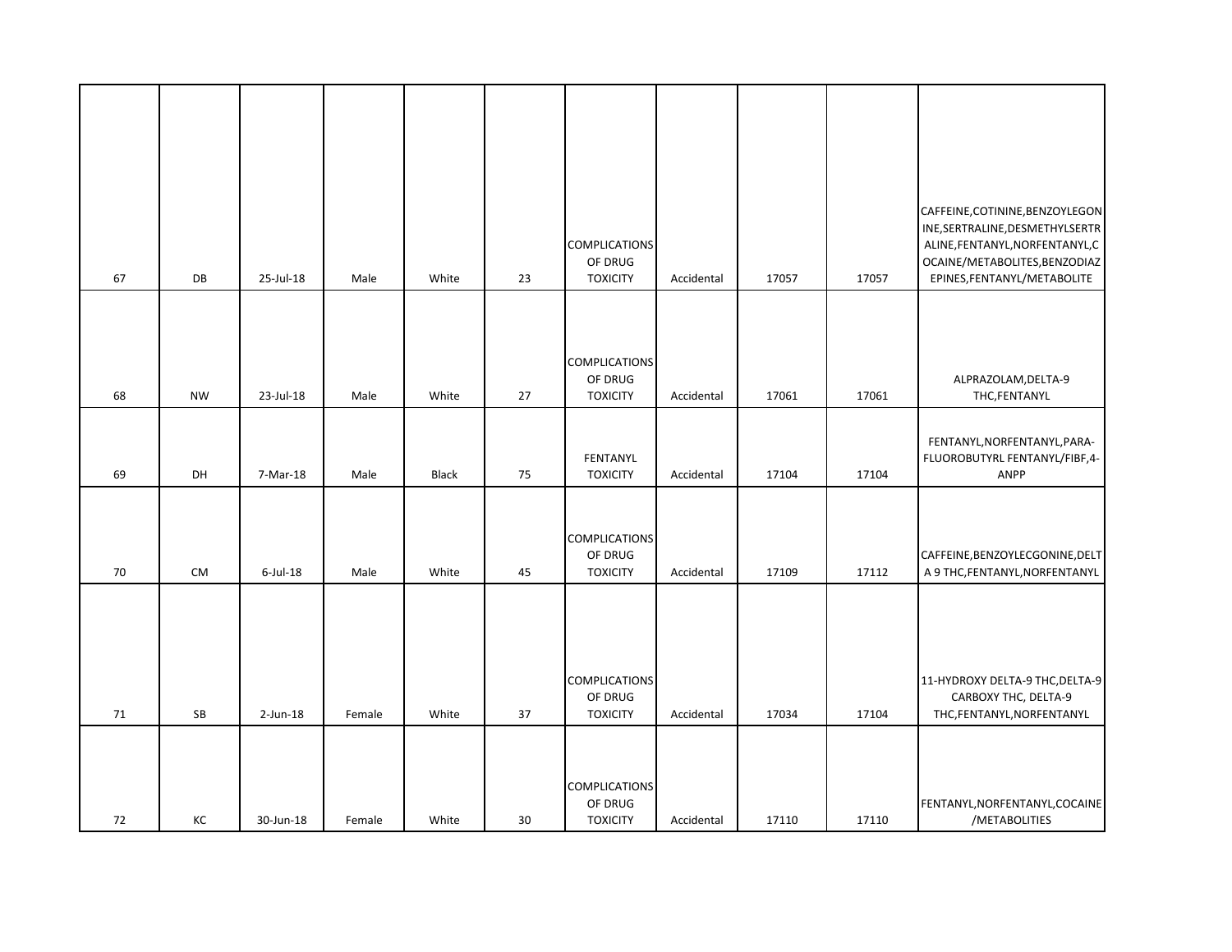| | | | | | | | | | | |
|---|---|---|---|---|---|---|---|---|---|---|
| 67 | DB | 25-Jul-18 | Male | White | 23 | COMPLICATIONS OF DRUG TOXICITY | Accidental | 17057 | 17057 | CAFFEINE,COTININE,BENZOYLEGONINE,SERTRALINE,DESMETHYLSERTRALINE,FENTANYL,NORFENTANYL,COCAINE/METABOLITES,BENZODIAZEPINES,FENTANYL/METABOLITE |
| 68 | NW | 23-Jul-18 | Male | White | 27 | COMPLICATIONS OF DRUG TOXICITY | Accidental | 17061 | 17061 | ALPRAZOLAM,DELTA-9 THC,FENTANYL |
| 69 | DH | 7-Mar-18 | Male | Black | 75 | FENTANYL TOXICITY | Accidental | 17104 | 17104 | FENTANYL,NORFENTANYL,PARA-FLUOROBUTYRL FENTANYL/FIBF,4-ANPP |
| 70 | CM | 6-Jul-18 | Male | White | 45 | COMPLICATIONS OF DRUG TOXICITY | Accidental | 17109 | 17112 | CAFFEINE,BENZOYLECGONINE,DELTA 9 THC,FENTANYL,NORFENTANYL |
| 71 | SB | 2-Jun-18 | Female | White | 37 | COMPLICATIONS OF DRUG TOXICITY | Accidental | 17034 | 17104 | 11-HYDROXY DELTA-9 THC,DELTA-9 CARBOXY THC, DELTA-9 THC,FENTANYL,NORFENTANYL |
| 72 | KC | 30-Jun-18 | Female | White | 30 | COMPLICATIONS OF DRUG TOXICITY | Accidental | 17110 | 17110 | FENTANYL,NORFENTANYL,COCAINE/METABOLITIES |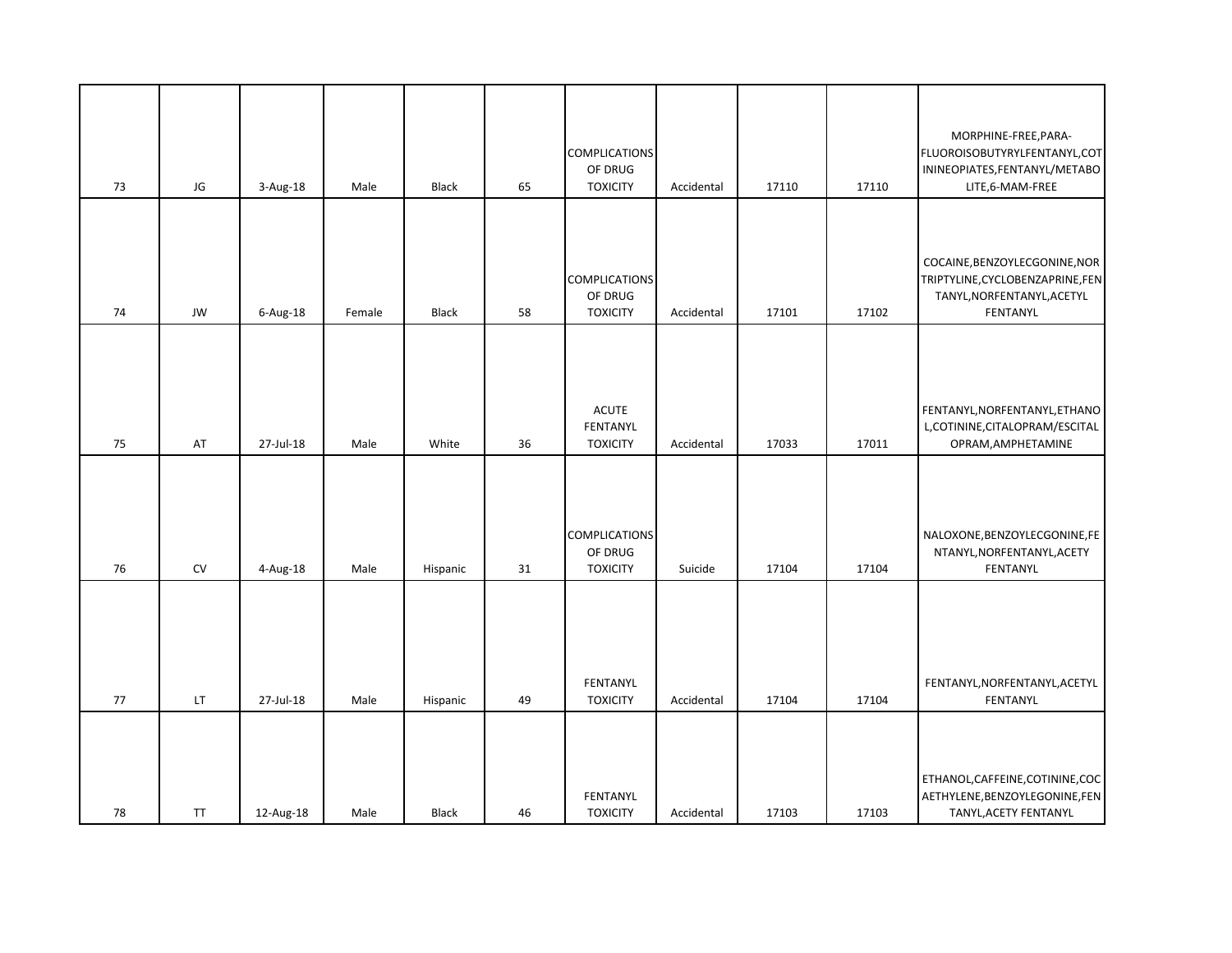| | | | | | | | | | | |
|---|---|---|---|---|---|---|---|---|---|---|
| 73 | JG | 3-Aug-18 | Male | Black | 65 | COMPLICATIONS OF DRUG TOXICITY | Accidental | 17110 | 17110 | MORPHINE-FREE,PARA-FLUOROISOBUTYRYLFENTANYL,COTININEOPIATES,FENTANYL/METABOLITE,6-MAM-FREE |
| 74 | JW | 6-Aug-18 | Female | Black | 58 | COMPLICATIONS OF DRUG TOXICITY | Accidental | 17101 | 17102 | COCAINE,BENZOYLECGONINE,NORTRIPTYLINE,CYCLOBENZAPRINE,FENTANYL,NORFENTANYL,ACETYL FENTANYL |
| 75 | AT | 27-Jul-18 | Male | White | 36 | ACUTE FENTANYL TOXICITY | Accidental | 17033 | 17011 | FENTANYL,NORFENTANYL,ETHANOL,COTININE,CITALOPRAM/ESCITALOPRAM,AMPHETAMINE |
| 76 | CV | 4-Aug-18 | Male | Hispanic | 31 | COMPLICATIONS OF DRUG TOXICITY | Suicide | 17104 | 17104 | NALOXONE,BENZOYLECGONINE,FENTANYL,NORFENTANYL,ACETY FENTANYL |
| 77 | LT | 27-Jul-18 | Male | Hispanic | 49 | FENTANYL TOXICITY | Accidental | 17104 | 17104 | FENTANYL,NORFENTANYL,ACETYL FENTANYL |
| 78 | TT | 12-Aug-18 | Male | Black | 46 | FENTANYL TOXICITY | Accidental | 17103 | 17103 | ETHANOL,CAFFEINE,COTININE,COCAETHYLENE,BENZOYLEGONINE,FENTANYL,ACETY FENTANYL |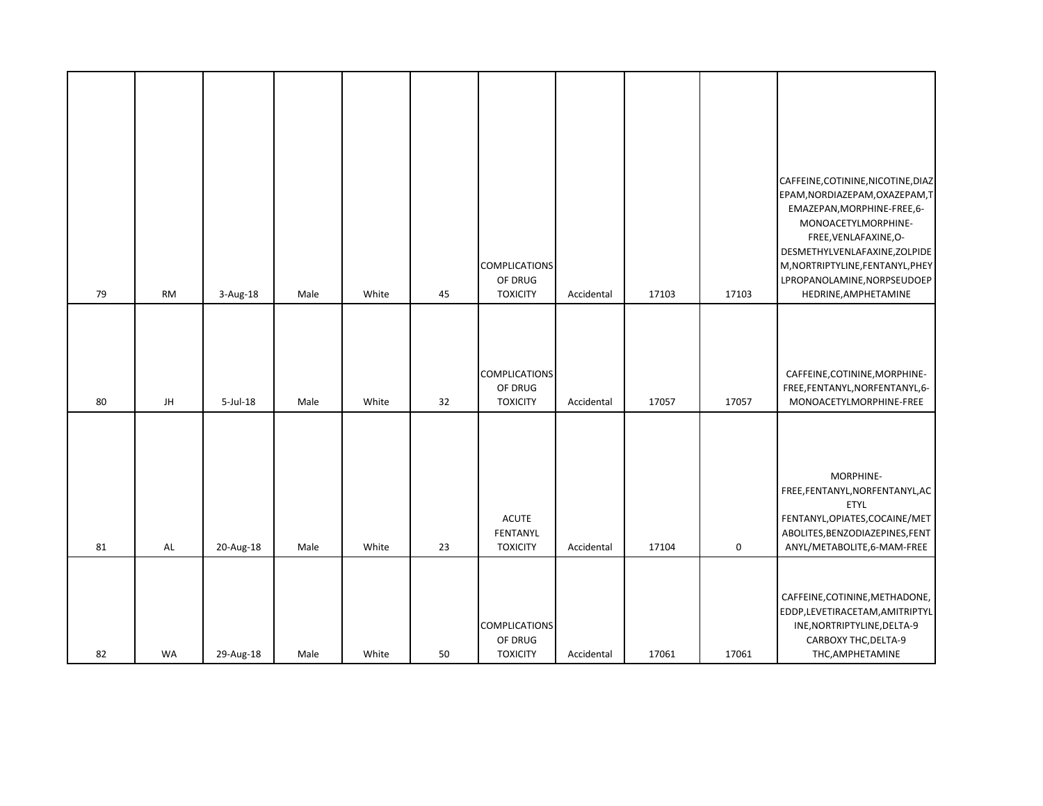| | | | | | | | | | | |
|---|---|---|---|---|---|---|---|---|---|---|
| 79 | RM | 3-Aug-18 | Male | White | 45 | COMPLICATIONS OF DRUG TOXICITY | Accidental | 17103 | 17103 | CAFFEINE,COTININE,NICOTINE,DIAZEPAM,NORDIAZEPAM,OXAZEPAM,TEMAZEPAN,MORPHINE-FREE,6-MONOACETYLMORPHINE-FREE,VENLAFAXINE,O-DESMETHYLVENLAFAXINE,ZOLPIDEM,NORTRIPTYLINE,FENTANYL,PHEYLPROPANOLAMINE,NORPSEUDOEPHEDRINE,AMPHETAMINE |
| 80 | JH | 5-Jul-18 | Male | White | 32 | COMPLICATIONS OF DRUG TOXICITY | Accidental | 17057 | 17057 | CAFFEINE,COTININE,MORPHINE-FREE,FENTANYL,NORFENTANYL,6-MONOACETYLMORPHINE-FREE |
| 81 | AL | 20-Aug-18 | Male | White | 23 | ACUTE FENTANYL TOXICITY | Accidental | 17104 | 0 | MORPHINE-FREE,FENTANYL,NORFENTANYL,ACETYL FENTANYL,OPIATES,COCAINE/METABOLITES,BENZODIAZEPINES,FENTANYL/METABOLITE,6-MAM-FREE |
| 82 | WA | 29-Aug-18 | Male | White | 50 | COMPLICATIONS OF DRUG TOXICITY | Accidental | 17061 | 17061 | CAFFEINE,COTININE,METHADONE,EDDP,LEVETIRACETAM,AMITRIPTYLINE,NORTRIPTYLINE,DELTA-9 CARBOXY THC,DELTA-9 THC,AMPHETAMINE |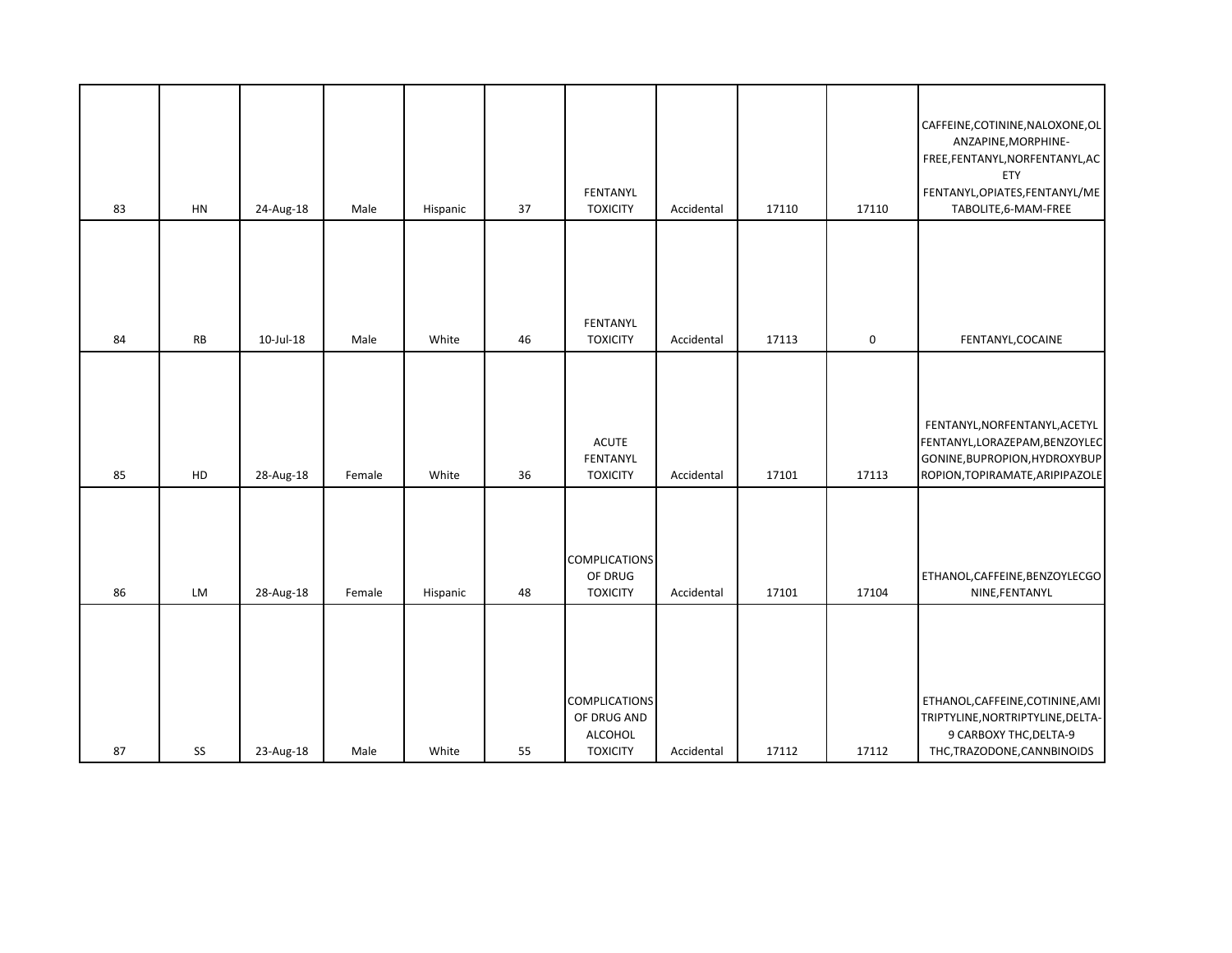| | | | | | | | | | | |
|---|---|---|---|---|---|---|---|---|---|---|
| 83 | HN | 24-Aug-18 | Male | Hispanic | 37 | FENTANYL TOXICITY | Accidental | 17110 | 17110 | CAFFEINE,COTININE,NALOXONE,OLANZAPINE,MORPHINE-FREE,FENTANYL,NORFENTANYL,ACETY FENTANYL,OPIATES,FENTANYL/METABOLITE,6-MAM-FREE |
| 84 | RB | 10-Jul-18 | Male | White | 46 | FENTANYL TOXICITY | Accidental | 17113 | 0 | FENTANYL,COCAINE |
| 85 | HD | 28-Aug-18 | Female | White | 36 | ACUTE FENTANYL TOXICITY | Accidental | 17101 | 17113 | FENTANYL,NORFENTANYL,ACETYL FENTANYL,LORAZEPAM,BENZOYLECGONINE,BUPROPION,HYDROXYBUPROPION,TOPIRAMATE,ARIPIPAZOLE |
| 86 | LM | 28-Aug-18 | Female | Hispanic | 48 | COMPLICATIONS OF DRUG TOXICITY | Accidental | 17101 | 17104 | ETHANOL,CAFFEINE,BENZOYLECGONINE,FENTANYL |
| 87 | SS | 23-Aug-18 | Male | White | 55 | COMPLICATIONS OF DRUG AND ALCOHOL TOXICITY | Accidental | 17112 | 17112 | ETHANOL,CAFFEINE,COTININE,AMITRIPTYLINE,NORTRIPTYLINE,DELTA-9 CARBOXY THC,DELTA-9 THC,TRAZODONE,CANNBINOIDS |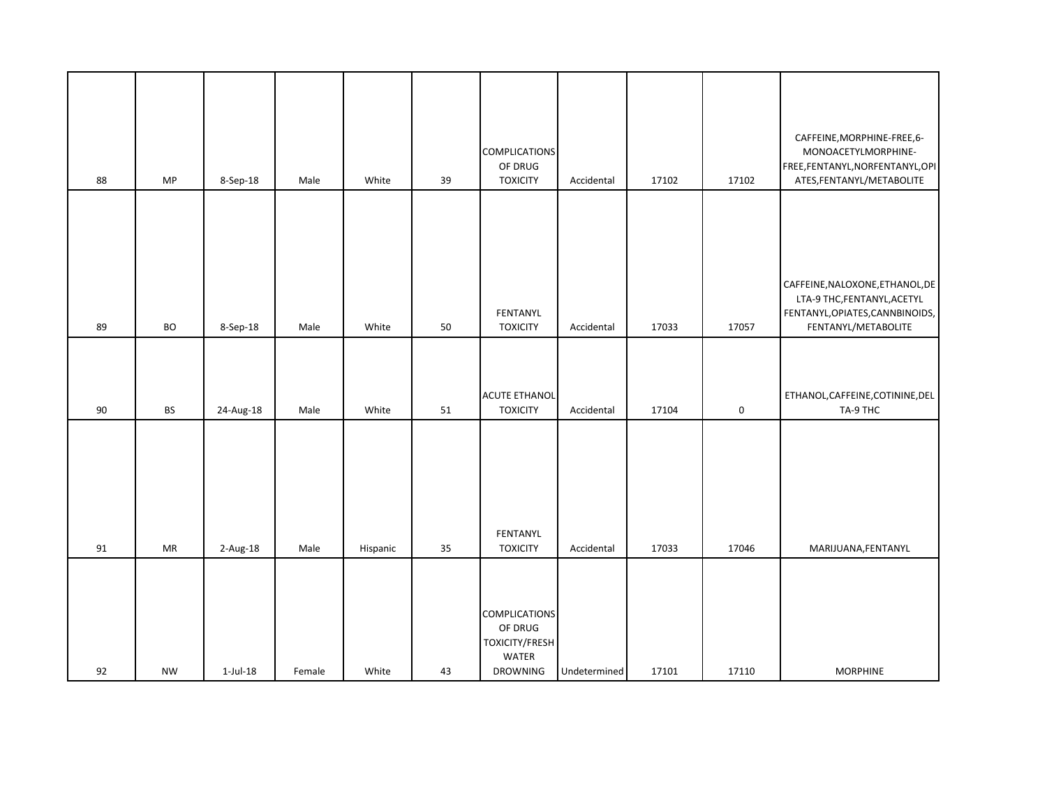| | | | | | | | | | | |
|---|---|---|---|---|---|---|---|---|---|---|
| 88 | MP | 8-Sep-18 | Male | White | 39 | COMPLICATIONS OF DRUG TOXICITY | Accidental | 17102 | 17102 | CAFFEINE,MORPHINE-FREE,6-MONOACETYLMORPHINE-FREE,FENTANYL,NORFENTANYL,OPIATES,FENTANYL/METABOLITE |
| 89 | BO | 8-Sep-18 | Male | White | 50 | FENTANYL TOXICITY | Accidental | 17033 | 17057 | CAFFEINE,NALOXONE,ETHANOL,DELTA-9 THC,FENTANYL,ACETYL FENTANYL,OPIATES,CANNBINOIDS,FENTANYL/METABOLITE |
| 90 | BS | 24-Aug-18 | Male | White | 51 | ACUTE ETHANOL TOXICITY | Accidental | 17104 | 0 | ETHANOL,CAFFEINE,COTININE,DELTA-9 THC |
| 91 | MR | 2-Aug-18 | Male | Hispanic | 35 | FENTANYL TOXICITY | Accidental | 17033 | 17046 | MARIJUANA,FENTANYL |
| 92 | NW | 1-Jul-18 | Female | White | 43 | COMPLICATIONS OF DRUG TOXICITY/FRESH WATER DROWNING | Undetermined | 17101 | 17110 | MORPHINE |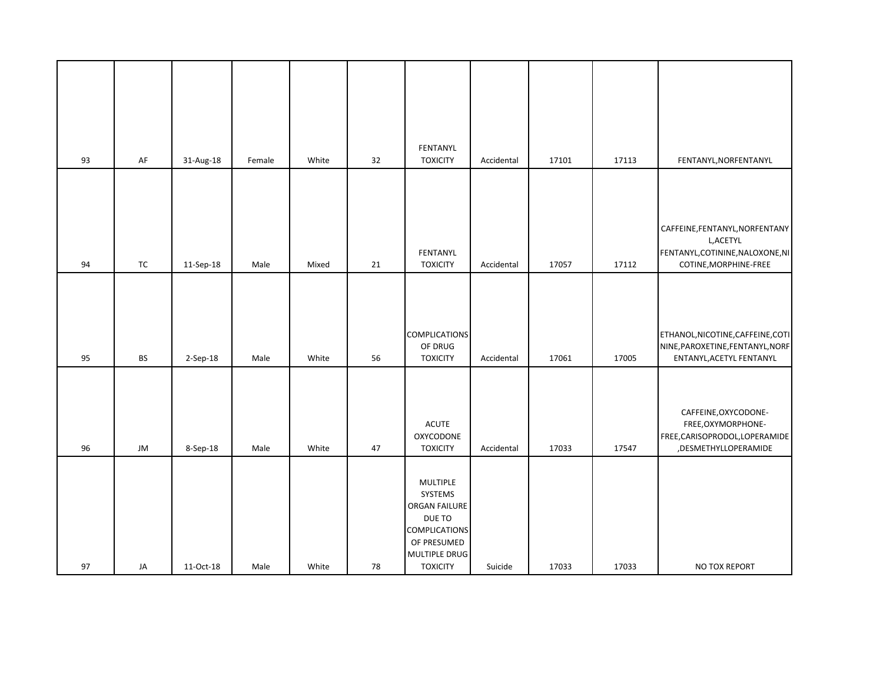| | | | | | | | | | | |
|---|---|---|---|---|---|---|---|---|---|---|
| 93 | AF | 31-Aug-18 | Female | White | 32 | FENTANYL TOXICITY | Accidental | 17101 | 17113 | FENTANYL,NORFENTANYL |
| 94 | TC | 11-Sep-18 | Male | Mixed | 21 | FENTANYL TOXICITY | Accidental | 17057 | 17112 | CAFFEINE,FENTANYL,NORFENTANYL,ACETYL FENTANYL,COTININE,NALOXONE,NICOTINE,MORPHINE-FREE |
| 95 | BS | 2-Sep-18 | Male | White | 56 | COMPLICATIONS OF DRUG TOXICITY | Accidental | 17061 | 17005 | ETHANOL,NICOTINE,CAFFEINE,COTININE,PAROXETINE,FENTANYL,NORFENTANYL,ACETYL FENTANYL |
| 96 | JM | 8-Sep-18 | Male | White | 47 | ACUTE OXYCODONE TOXICITY | Accidental | 17033 | 17547 | CAFFEINE,OXYCODONE-FREE,OXYMORPHONE-FREE,CARISOPRODOL,LOPERAMIDE,DESMETHYLLOPERAMIDE |
| 97 | JA | 11-Oct-18 | Male | White | 78 | MULTIPLE SYSTEMS ORGAN FAILURE DUE TO COMPLICATIONS OF PRESUMED MULTIPLE DRUG TOXICITY | Suicide | 17033 | 17033 | NO TOX REPORT |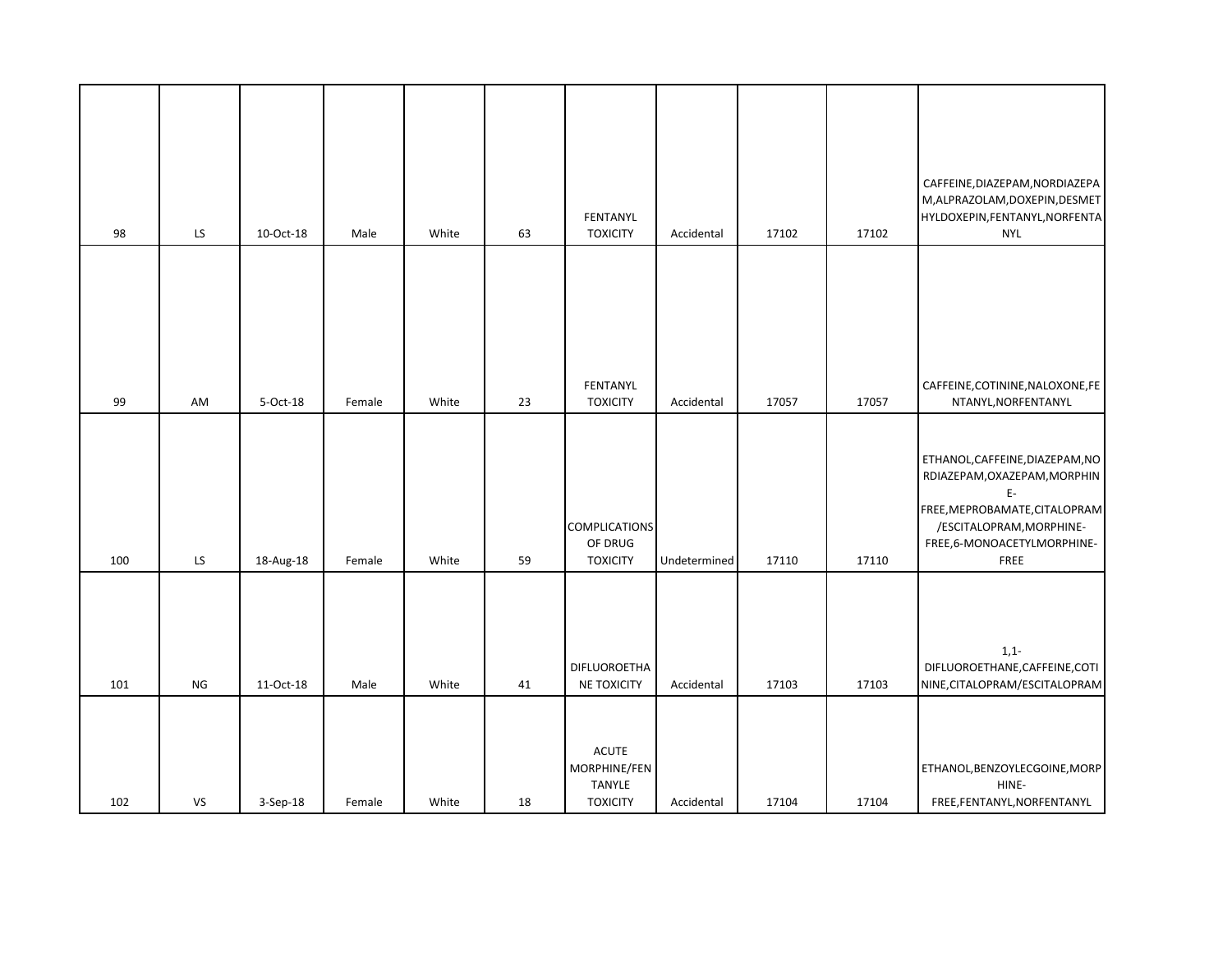| | | | | | | | | | | |
|---|---|---|---|---|---|---|---|---|---|---|
| 98 | LS | 10-Oct-18 | Male | White | 63 | FENTANYL TOXICITY | Accidental | 17102 | 17102 | CAFFEINE,DIAZEPAM,NORDIAZEPAM,ALPRAZOLAM,DOXEPIN,DESMETHYLDOXEPIN,FENTANYL,NORFENTANYL |
| 99 | AM | 5-Oct-18 | Female | White | 23 | FENTANYL TOXICITY | Accidental | 17057 | 17057 | CAFFEINE,COTININE,NALOXONE,FENTANYL,NORFENTANYL |
| 100 | LS | 18-Aug-18 | Female | White | 59 | COMPLICATIONS OF DRUG TOXICITY | Undetermined | 17110 | 17110 | ETHANOL,CAFFEINE,DIAZEPAM,NORDIAZEPAM,OXAZEPAM,MORPHINE-FREE,MEPROBAMATE,CITALOPRAM/ESCITALOPRAM,MORPHINE-FREE,6-MONOACETYLMORPHINE-FREE |
| 101 | NG | 11-Oct-18 | Male | White | 41 | DIFLUOROETHANE TOXICITY | Accidental | 17103 | 17103 | 1,1-DIFLUOROETHANE,CAFFEINE,COTININE,CITALOPRAM/ESCITALOPRAM |
| 102 | VS | 3-Sep-18 | Female | White | 18 | ACUTE MORPHINE/FENTANYLE TOXICITY | Accidental | 17104 | 17104 | ETHANOL,BENZOYLECGOINE,MORPHINE-FREE,FENTANYL,NORFENTANYL |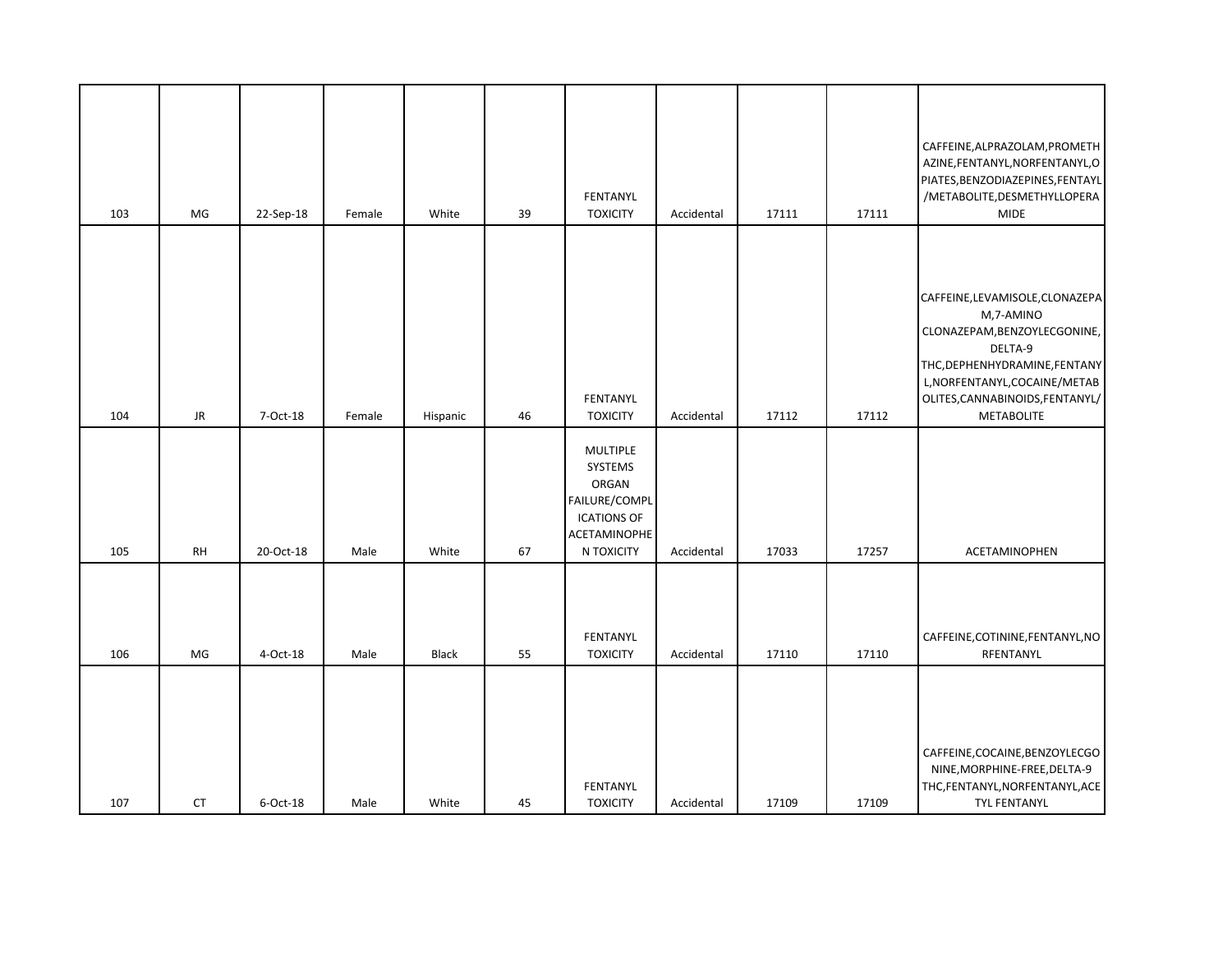| | | | | | | | | | | |
|---|---|---|---|---|---|---|---|---|---|---|
| 103 | MG | 22-Sep-18 | Female | White | 39 | FENTANYL TOXICITY | Accidental | 17111 | 17111 | CAFFEINE,ALPRAZOLAM,PROMETHAZINE,FENTANYL,NORFENTANYL,OPIATES,BENZODIAZEPINES,FENTAYL/METABOLITE,DESMETHYLLOPERAMIDE |
| 104 | JR | 7-Oct-18 | Female | Hispanic | 46 | FENTANYL TOXICITY | Accidental | 17112 | 17112 | CAFFEINE,LEVAMISOLE,CLONAZEPAM,7-AMINO CLONAZEPAM,BENZOYLECGONINE,DELTA-9 THC,DEPHENHYDRAMINE,FENTANYL,NORFENTANYL,COCAINE/METABOLITES,CANNABINOIDS,FENTANYL/METABOLITE |
| 105 | RH | 20-Oct-18 | Male | White | 67 | MULTIPLE SYSTEMS ORGAN FAILURE/COMPLICATIONS OF ACETAMINOPHEN TOXICITY | Accidental | 17033 | 17257 | ACETAMINOPHEN |
| 106 | MG | 4-Oct-18 | Male | Black | 55 | FENTANYL TOXICITY | Accidental | 17110 | 17110 | CAFFEINE,COTININE,FENTANYL,NORFENTANYL |
| 107 | CT | 6-Oct-18 | Male | White | 45 | FENTANYL TOXICITY | Accidental | 17109 | 17109 | CAFFEINE,COCAINE,BENZOYLECGONINE,MORPHINE-FREE,DELTA-9 THC,FENTANYL,NORFENTANYL,ACETYL FENTANYL |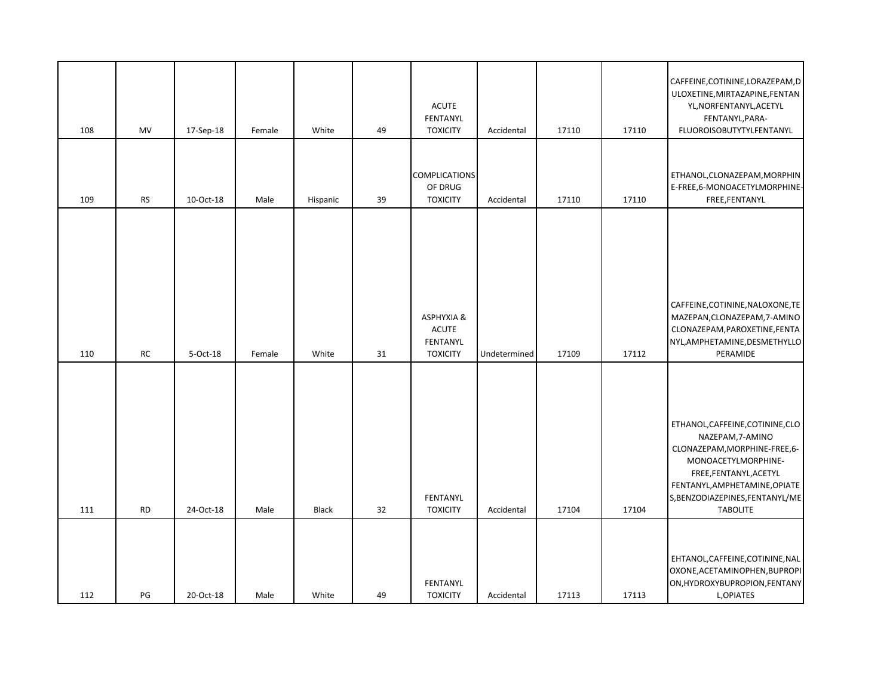| | | | | | | | | | | |
|---|---|---|---|---|---|---|---|---|---|---|
| 108 | MV | 17-Sep-18 | Female | White | 49 | ACUTE FENTANYL TOXICITY | Accidental | 17110 | 17110 | CAFFEINE,COTININE,LORAZEPAM,DULOXETINE,MIRTAZAPINE,FENTANYL,NORFENTANYL,ACETYL FENTANYL,PARA-FLUOROISOBUTYTYLFENTANYL |
| 109 | RS | 10-Oct-18 | Male | Hispanic | 39 | COMPLICATIONS OF DRUG TOXICITY | Accidental | 17110 | 17110 | ETHANOL,CLONAZEPAM,MORPHINE-FREE,6-MONOACETYLMORPHINE-FREE,FENTANYL |
| 110 | RC | 5-Oct-18 | Female | White | 31 | ASPHYXIA & ACUTE FENTANYL TOXICITY | Undetermined | 17109 | 17112 | CAFFEINE,COTININE,NALOXONE,TEMAZEPAN,CLONAZEPAM,7-AMINO CLONAZEPAM,PAROXETINE,FENTANYL,AMPHETAMINE,DESMETHYLLOPERAMIDE |
| 111 | RD | 24-Oct-18 | Male | Black | 32 | FENTANYL TOXICITY | Accidental | 17104 | 17104 | ETHANOL,CAFFEINE,COTININE,CLONAZEPAM,7-AMINO CLONAZEPAM,MORPHINE-FREE,6-MONOACETYLMORPHINE-FREE,FENTANYL,ACETYL FENTANYL,AMPHETAMINE,OPIATES,BENZODIAZEPINES,FENTANYL/METABOLITE |
| 112 | PG | 20-Oct-18 | Male | White | 49 | FENTANYL TOXICITY | Accidental | 17113 | 17113 | EHTANOL,CAFFEINE,COTININE,NALOXONE,ACETAMINOPHEN,BUPROPION,HYDROXYBUPROPION,FENTANYL,OPIATES |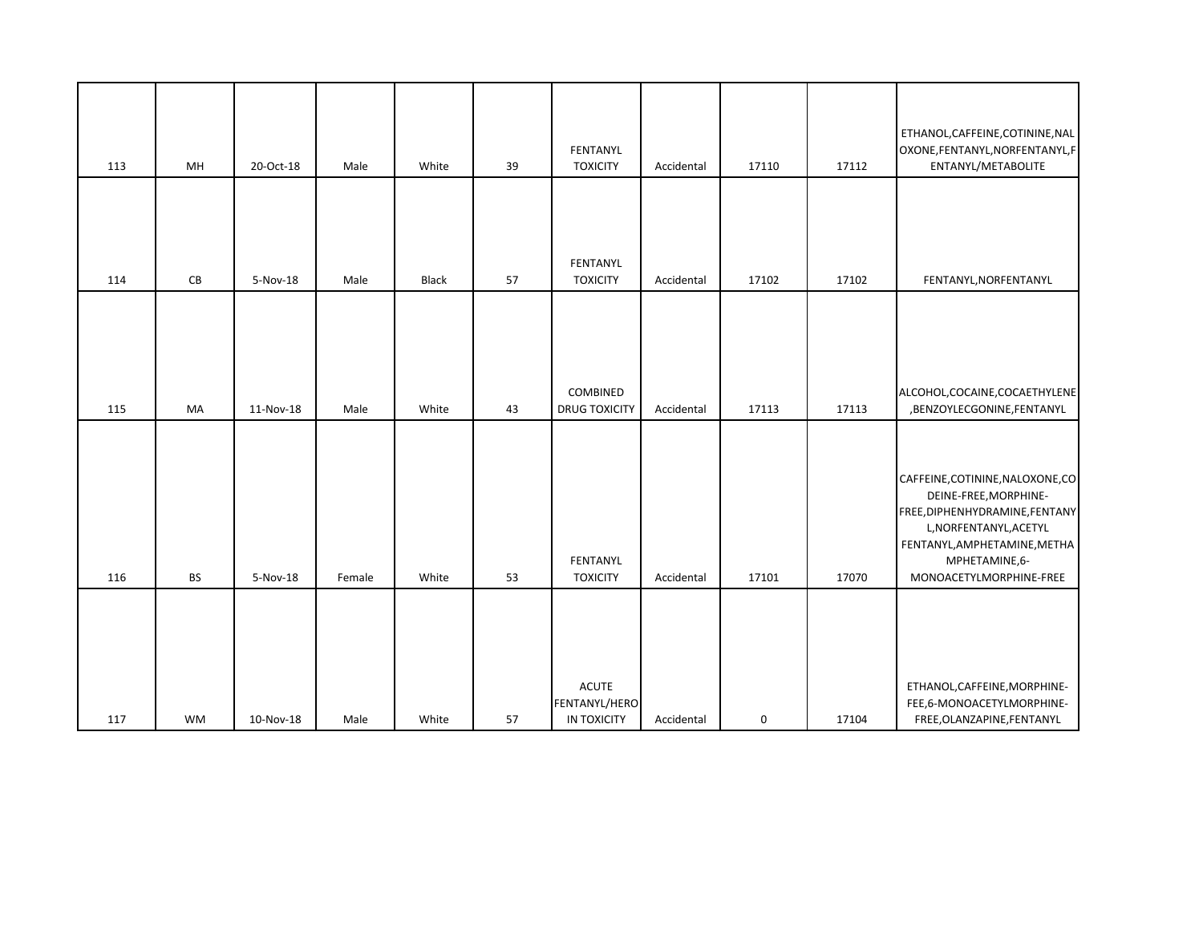| | | | | | | | | | | |
|---|---|---|---|---|---|---|---|---|---|---|
| 113 | MH | 20-Oct-18 | Male | White | 39 | FENTANYL TOXICITY | Accidental | 17110 | 17112 | ETHANOL,CAFFEINE,COTININE,NALOXONE,FENTANYL,NORFENTANYL,FENTANYL/METABOLITE |
| 114 | CB | 5-Nov-18 | Male | Black | 57 | FENTANYL TOXICITY | Accidental | 17102 | 17102 | FENTANYL,NORFENTANYL |
| 115 | MA | 11-Nov-18 | Male | White | 43 | COMBINED DRUG TOXICITY | Accidental | 17113 | 17113 | ALCOHOL,COCAINE,COCAETHYLENE,BENZOYLECGONINE,FENTANYL |
| 116 | BS | 5-Nov-18 | Female | White | 53 | FENTANYL TOXICITY | Accidental | 17101 | 17070 | CAFFEINE,COTININE,NALOXONE,CODEINE-FREE,MORPHINE-FREE,DIPHENHYDRAMINE,FENTANYL,NORFENTANYL,ACETYL FENTANYL,AMPHETAMINE,METHAMPHETAMINE,6-MONOACETYLMORPHINE-FREE |
| 117 | WM | 10-Nov-18 | Male | White | 57 | ACUTE FENTANYL/HEROIN TOXICITY | Accidental | 0 | 17104 | ETHANOL,CAFFEINE,MORPHINE-FEE,6-MONOACETYLMORPHINE-FREE,OLANZAPINE,FENTANYL |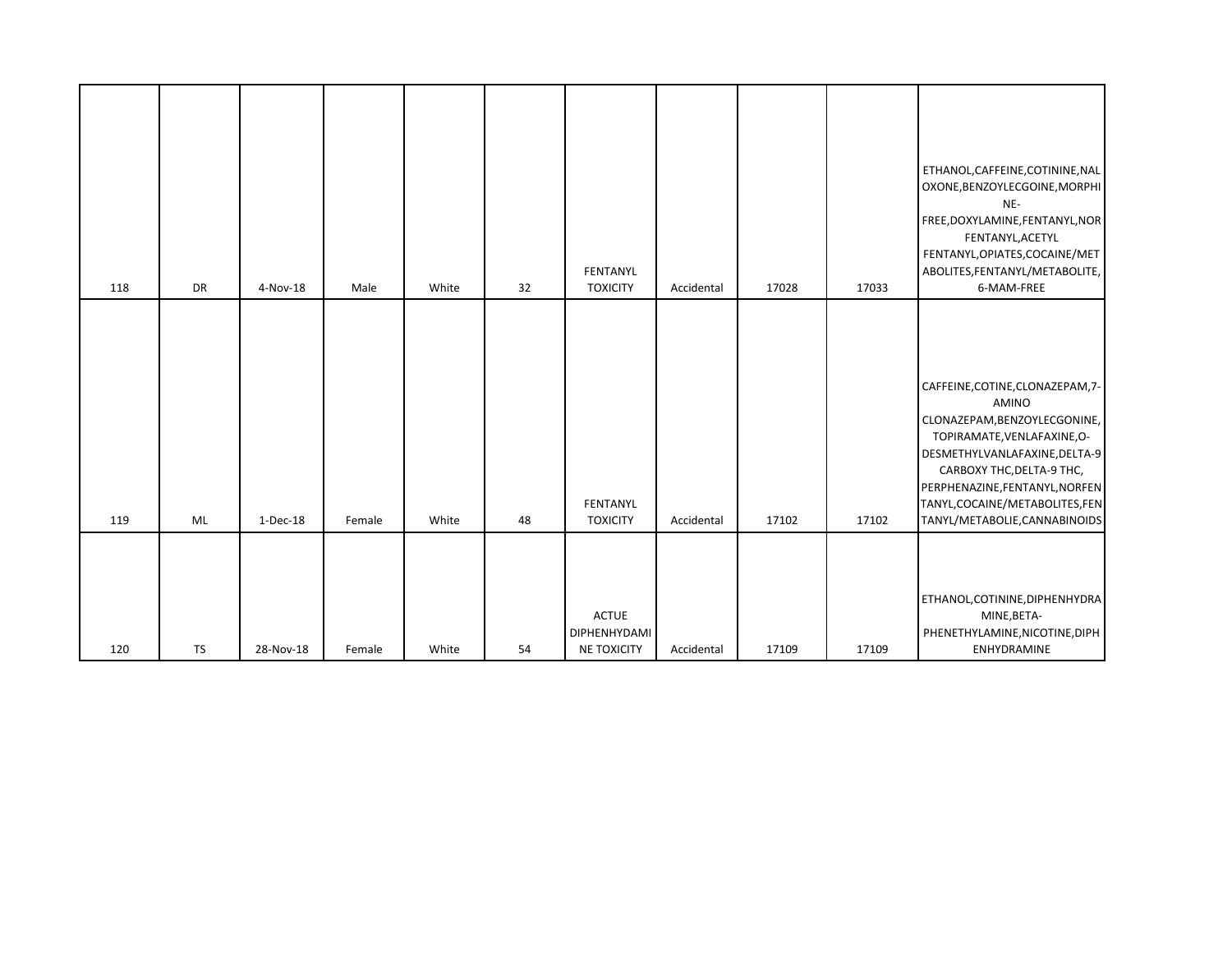| | | | | | | | | | | |
|---|---|---|---|---|---|---|---|---|---|---|
| 118 | DR | 4-Nov-18 | Male | White | 32 | FENTANYL TOXICITY | Accidental | 17028 | 17033 | ETHANOL,CAFFEINE,COTININE,NALOXONE,BENZOYLECGOINE,MORPHINE-FREE,DOXYLAMINE,FENTANYL,NORFENTANYL,ACETYL FENTANYL,OPIATES,COCAINE/METABOLITES,FENTANYL/METABOLITE,6-MAM-FREE |
| 119 | ML | 1-Dec-18 | Female | White | 48 | FENTANYL TOXICITY | Accidental | 17102 | 17102 | CAFFEINE,COTINE,CLONAZEPAM,7-AMINO CLONAZEPAM,BENZOYLECGONINE,TOPIRAMATE,VENLAFAXINE,O-DESMETHYLVANLAFAXINE,DELTA-9 CARBOXY THC,DELTA-9 THC,PERPHENAZINE,FENTANYL,NORFENTANYL,COCAINE/METABOLITES,FENTANYL/METABOLIE,CANNABINOIDS |
| 120 | TS | 28-Nov-18 | Female | White | 54 | ACTUE DIPHENHYDAMINE TOXICITY | Accidental | 17109 | 17109 | ETHANOL,COTININE,DIPHENHYDRAMINE,BETA-PHENETHYLAMINE,NICOTINE,DIPHENHYDRAMINE |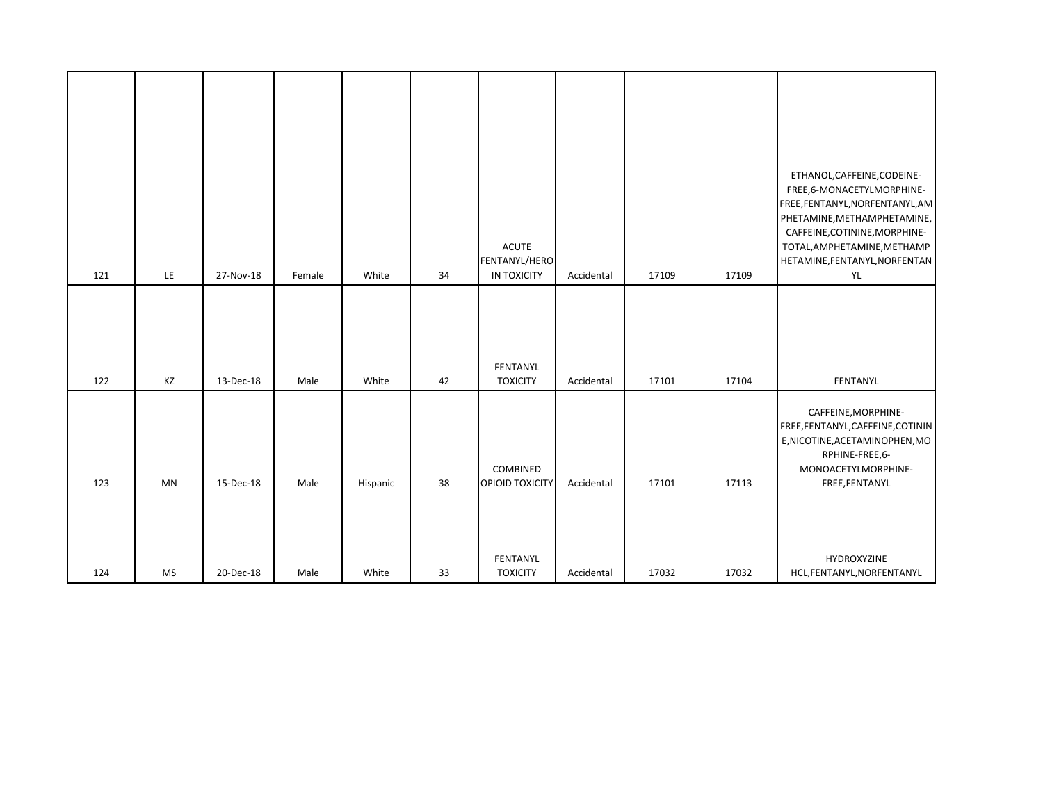| | | | | | | | | | | |
|---|---|---|---|---|---|---|---|---|---|---|
| 121 | LE | 27-Nov-18 | Female | White | 34 | ACUTE FENTANYL/HEROIN TOXICITY | Accidental | 17109 | 17109 | ETHANOL,CAFFEINE,CODEINE-FREE,6-MONACETYLMORPHINE-FREE,FENTANYL,NORFENTANYL,AMPHETAMINE,METHAMPHETAMINE,CAFFEINE,COTININE,MORPHINE-TOTAL,AMPHETAMINE,METHAMPHETAMINE,FENTANYL,NORFENTANYL |
| 122 | KZ | 13-Dec-18 | Male | White | 42 | FENTANYL TOXICITY | Accidental | 17101 | 17104 | FENTANYL |
| 123 | MN | 15-Dec-18 | Male | Hispanic | 38 | COMBINED OPIOID TOXICITY | Accidental | 17101 | 17113 | CAFFEINE,MORPHINE-FREE,FENTANYL,CAFFEINE,COTININE,NICOTINE,ACETAMINOPHEN,MORPHINE-FREE,6-MONOACETYLMORPHINE-FREE,FENTANYL |
| 124 | MS | 20-Dec-18 | Male | White | 33 | FENTANYL TOXICITY | Accidental | 17032 | 17032 | HYDROXYZINE HCL,FENTANYL,NORFENTANYL |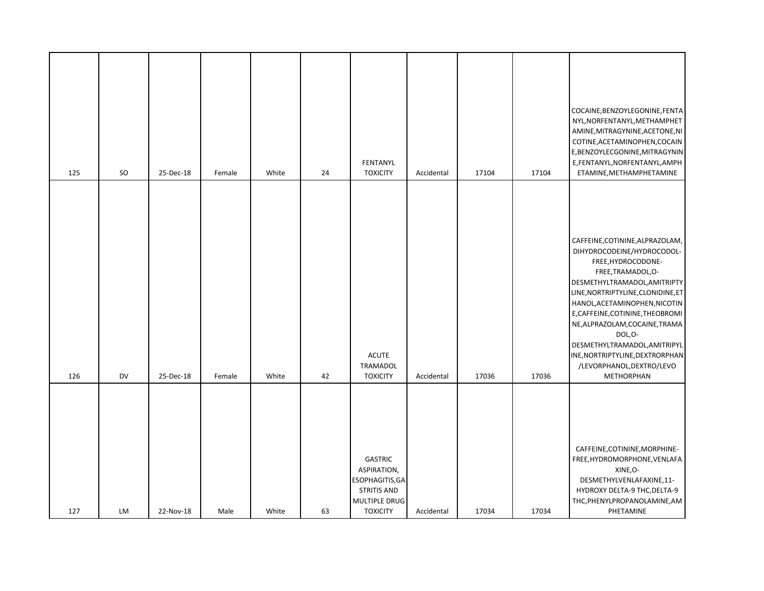| | | | | | | | | | | |
|---|---|---|---|---|---|---|---|---|---|---|
| 125 | SO | 25-Dec-18 | Female | White | 24 | FENTANYL TOXICITY | Accidental | 17104 | 17104 | COCAINE,BENZOYLEGONINE,FENTANYL,NORFENTANYL,METHAMPHETAMINE,MITRAGYNINE,ACETONE,NICOTINE,ACETAMINOPHEN,COCAINE,BENZOYLECGONINE,MITRAGYNINE,FENTANYL,NORFENTANYL,AMPHETAMINE,METHAMPHETAMINE |
| 126 | DV | 25-Dec-18 | Female | White | 42 | ACUTE TRAMADOL TOXICITY | Accidental | 17036 | 17036 | CAFFEINE,COTININE,ALPRAZOLAM,DIHYDROCODEINE/HYDROCODOL-FREE,HYDROCODONE-FREE,TRAMADOL,O-DESMETHYLTRAMADOL,AMITRIPTYLINE,NORTRIPTYLINE,CLONIDINE,ETHANOL,ACETAMINOPHEN,NICOTINE,CAFFEINE,COTININE,THEOBROMINE,ALPRAZOLAM,COCAINE,TRAMADOL,O-DESMETHYLTRAMADOL,AMITRIPYLINE,NORTRIPTYLINE,DEXTRORPHAN/LEVORPHANOL,DEXTRO/LEVO METHORPHAN |
| 127 | LM | 22-Nov-18 | Male | White | 63 | GASTRIC ASPIRATION, ESOPHAGITIS,GASTRITIS AND MULTIPLE DRUG TOXICITY | Accidental | 17034 | 17034 | CAFFEINE,COTININE,MORPHINE-FREE,HYDROMORPHONE,VENLAFAXINE,O-DESMETHYLVENLAFAXINE,11-HYDROXY DELTA-9 THC,DELTA-9 THC,PHENYLPROPANOLAMINE,AMPHETAMINE |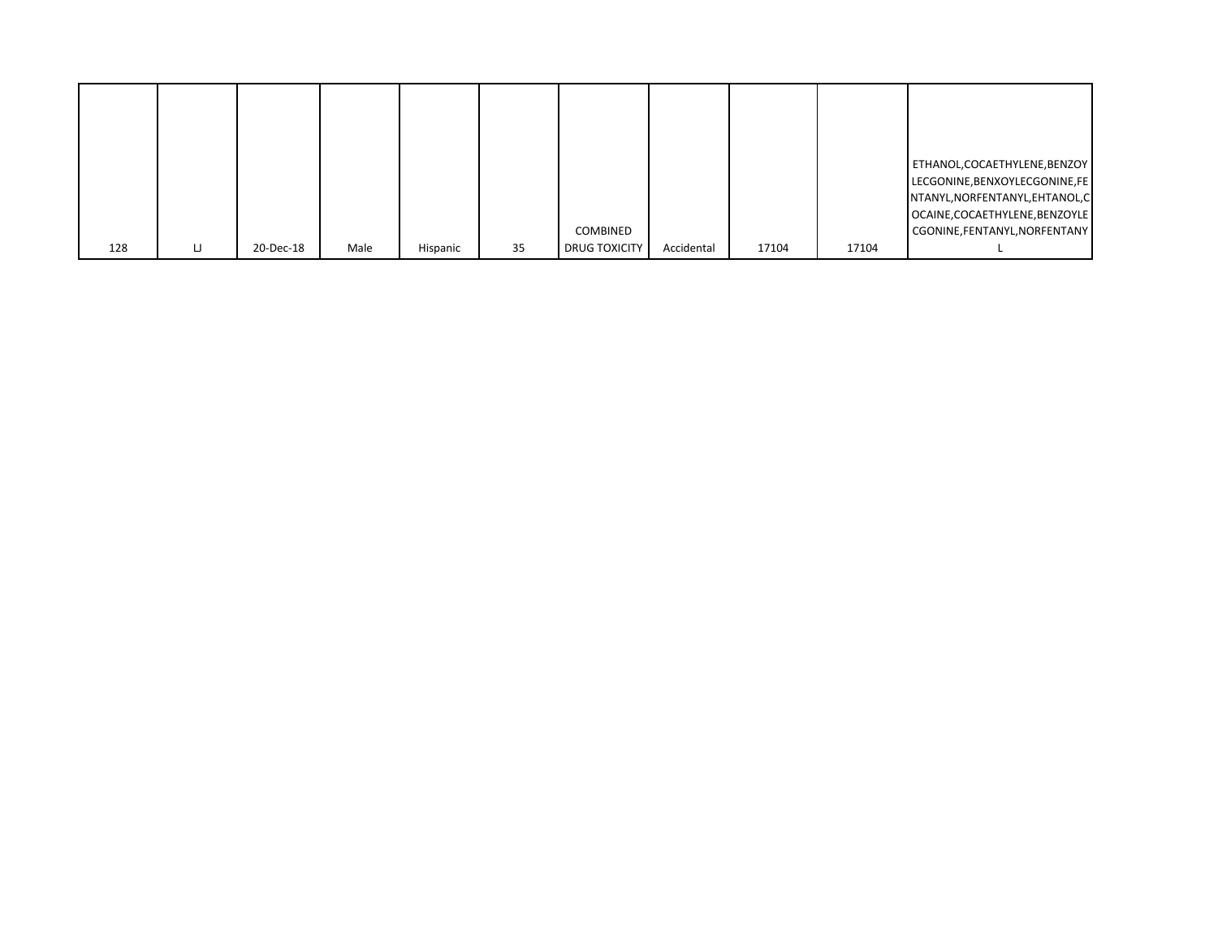| | | | | | | | | | | |
|---|---|---|---|---|---|---|---|---|---|---|
| 128 | LJ | 20-Dec-18 | Male | Hispanic | 35 | COMBINED DRUG TOXICITY | Accidental | 17104 | 17104 | ETHANOL,COCAETHYLENE,BENZOYLECGONINE,BENXOYLECGONINE,FENTANYL,NORFENTANYL,EHTANOL,COCAINE,COCAETHYLENE,BENZOYLECGONINE,FENTANYL,NORFENTANYL |